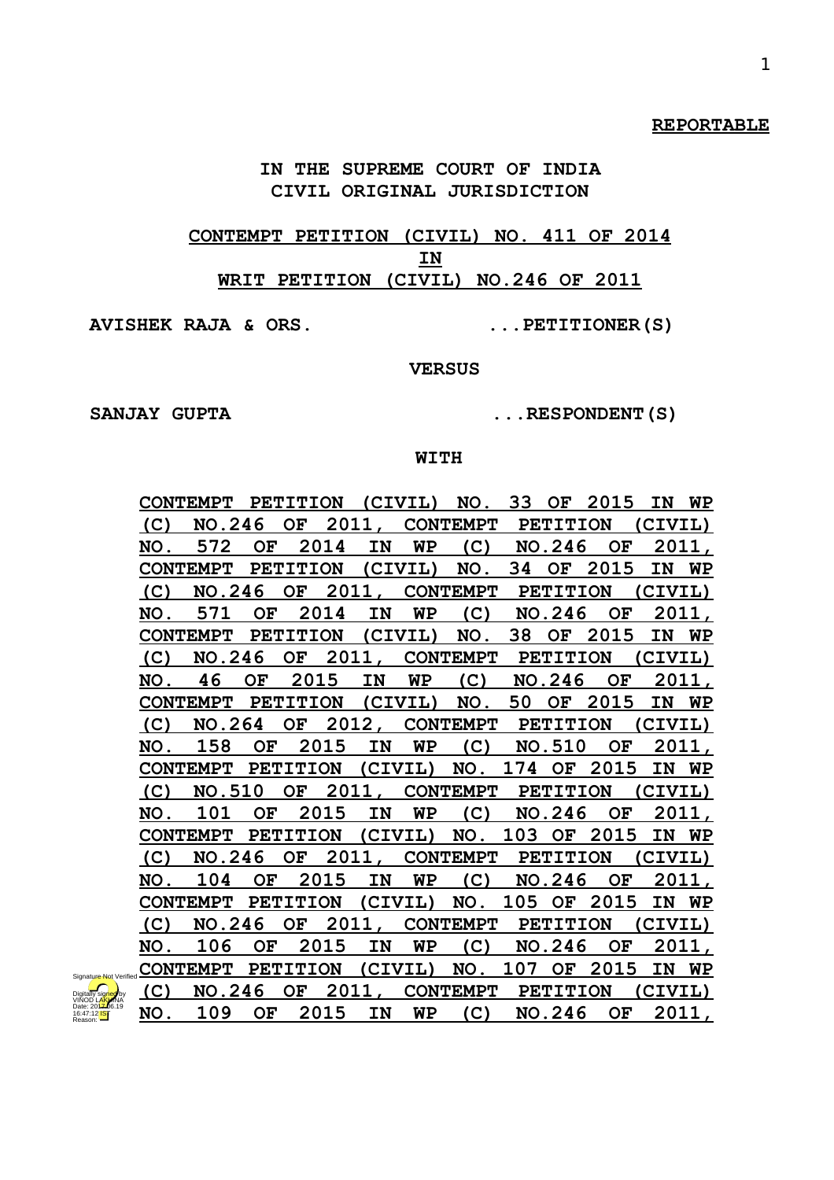**REPORTABLE**

**IN THE SUPREME COURT OF INDIA**
**CIVIL ORIGINAL JURISDICTION**

**CONTEMPT PETITION (CIVIL) NO. 411 OF 2014**
**IN**
**WRIT PETITION (CIVIL) NO.246 OF 2011**

**AVISHEK RAJA & ORS. ...PETITIONER(S)**

**VERSUS**

**SANJAY GUPTA ...RESPONDENT(S)**

**WITH**

**CONTEMPT PETITION (CIVIL) NO. 33 OF 2015 IN WP (C) NO.246 OF 2011, CONTEMPT PETITION (CIVIL) NO. 572 OF 2014 IN WP (C) NO.246 OF 2011, CONTEMPT PETITION (CIVIL) NO. 34 OF 2015 IN WP (C) NO.246 OF 2011, CONTEMPT PETITION (CIVIL) NO. 571 OF 2014 IN WP (C) NO.246 OF 2011, CONTEMPT PETITION (CIVIL) NO. 38 OF 2015 IN WP (C) NO.246 OF 2011, CONTEMPT PETITION (CIVIL) NO. 46 OF 2015 IN WP (C) NO.246 OF 2011, CONTEMPT PETITION (CIVIL) NO. 50 OF 2015 IN WP (C) NO.264 OF 2012, CONTEMPT PETITION (CIVIL) NO. 158 OF 2015 IN WP (C) NO.510 OF 2011, CONTEMPT PETITION (CIVIL) NO. 174 OF 2015 IN WP (C) NO.510 OF 2011, CONTEMPT PETITION (CIVIL) NO. 101 OF 2015 IN WP (C) NO.246 OF 2011, CONTEMPT PETITION (CIVIL) NO. 103 OF 2015 IN WP (C) NO.246 OF 2011, CONTEMPT PETITION (CIVIL) NO. 104 OF 2015 IN WP (C) NO.246 OF 2011, CONTEMPT PETITION (CIVIL) NO. 105 OF 2015 IN WP (C) NO.246 OF 2011, CONTEMPT PETITION (CIVIL) NO. 106 OF 2015 IN WP (C) NO.246 OF 2011, CONTEMPT PETITION (CIVIL) NO. 107 OF 2015 IN WP (C) NO.246 OF 2011, CONTEMPT PETITION (CIVIL) NO. 109 OF 2015 IN WP (C) NO.246 OF 2011,**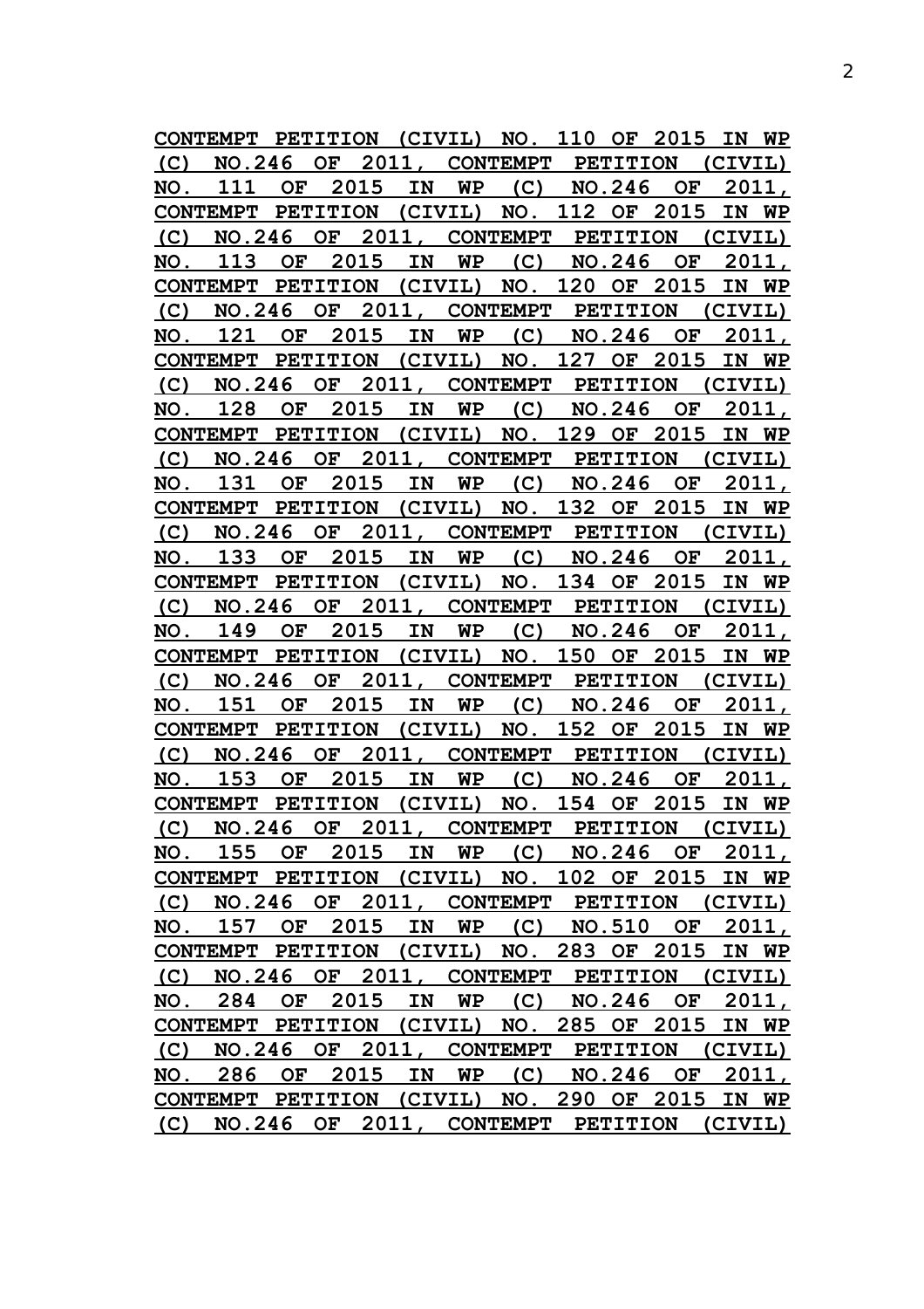**CONTEMPT PETITION (CIVIL) NO. 110 OF 2015 IN WP (C) NO.246 OF 2011, CONTEMPT PETITION (CIVIL) NO. 111 OF 2015 IN WP (C) NO.246 OF 2011, CONTEMPT PETITION (CIVIL) NO. 112 OF 2015 IN WP (C) NO.246 OF 2011, CONTEMPT PETITION (CIVIL) NO. 113 OF 2015 IN WP (C) NO.246 OF 2011, CONTEMPT PETITION (CIVIL) NO. 120 OF 2015 IN WP (C) NO.246 OF 2011, CONTEMPT PETITION (CIVIL) NO. 121 OF 2015 IN WP (C) NO.246 OF 2011, CONTEMPT PETITION (CIVIL) NO. 127 OF 2015 IN WP (C) NO.246 OF 2011, CONTEMPT PETITION (CIVIL) NO. 128 OF 2015 IN WP (C) NO.246 OF 2011, CONTEMPT PETITION (CIVIL) NO. 129 OF 2015 IN WP (C) NO.246 OF 2011, CONTEMPT PETITION (CIVIL) NO. 131 OF 2015 IN WP (C) NO.246 OF 2011, CONTEMPT PETITION (CIVIL) NO. 132 OF 2015 IN WP (C) NO.246 OF 2011, CONTEMPT PETITION (CIVIL) NO. 133 OF 2015 IN WP (C) NO.246 OF 2011, CONTEMPT PETITION (CIVIL) NO. 134 OF 2015 IN WP (C) NO.246 OF 2011, CONTEMPT PETITION (CIVIL) NO. 149 OF 2015 IN WP (C) NO.246 OF 2011, CONTEMPT PETITION (CIVIL) NO. 150 OF 2015 IN WP (C) NO.246 OF 2011, CONTEMPT PETITION (CIVIL) NO. 151 OF 2015 IN WP (C) NO.246 OF 2011, CONTEMPT PETITION (CIVIL) NO. 152 OF 2015 IN WP (C) NO.246 OF 2011, CONTEMPT PETITION (CIVIL) NO. 153 OF 2015 IN WP (C) NO.246 OF 2011, CONTEMPT PETITION (CIVIL) NO. 154 OF 2015 IN WP (C) NO.246 OF 2011, CONTEMPT PETITION (CIVIL) NO. 155 OF 2015 IN WP (C) NO.246 OF 2011, CONTEMPT PETITION (CIVIL) NO. 102 OF 2015 IN WP (C) NO.246 OF 2011, CONTEMPT PETITION (CIVIL) NO. 157 OF 2015 IN WP (C) NO.510 OF 2011, CONTEMPT PETITION (CIVIL) NO. 283 OF 2015 IN WP (C) NO.246 OF 2011, CONTEMPT PETITION (CIVIL) NO. 284 OF 2015 IN WP (C) NO.246 OF 2011, CONTEMPT PETITION (CIVIL) NO. 285 OF 2015 IN WP (C) NO.246 OF 2011, CONTEMPT PETITION (CIVIL) NO. 286 OF 2015 IN WP (C) NO.246 OF 2011, CONTEMPT PETITION (CIVIL) NO. 290 OF 2015 IN WP (C) NO.246 OF 2011, CONTEMPT PETITION (CIVIL)**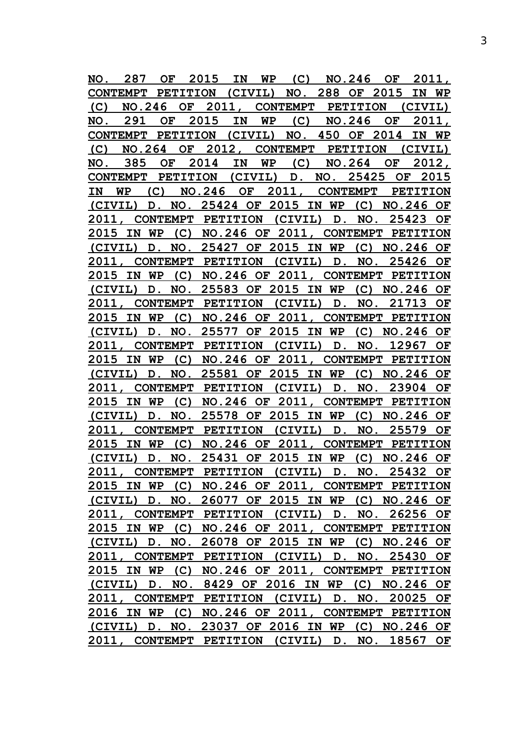**NO. 287 OF 2015 IN WP (C) NO.246 OF 2011, CONTEMPT PETITION (CIVIL) NO. 288 OF 2015 IN WP (C) NO.246 OF 2011, CONTEMPT PETITION (CIVIL) NO. 291 OF 2015 IN WP (C) NO.246 OF 2011, CONTEMPT PETITION (CIVIL) NO. 450 OF 2014 IN WP (C) NO.264 OF 2012, CONTEMPT PETITION (CIVIL) NO. 385 OF 2014 IN WP (C) NO.264 OF 2012, CONTEMPT PETITION (CIVIL) D. NO. 25425 OF 2015 IN WP (C) NO.246 OF 2011, CONTEMPT PETITION (CIVIL) D. NO. 25424 OF 2015 IN WP (C) NO.246 OF 2011, CONTEMPT PETITION (CIVIL) D. NO. 25423 OF 2015 IN WP (C) NO.246 OF 2011, CONTEMPT PETITION (CIVIL) D. NO. 25427 OF 2015 IN WP (C) NO.246 OF 2011, CONTEMPT PETITION (CIVIL) D. NO. 25426 OF 2015 IN WP (C) NO.246 OF 2011, CONTEMPT PETITION (CIVIL) D. NO. 25583 OF 2015 IN WP (C) NO.246 OF 2011, CONTEMPT PETITION (CIVIL) D. NO. 21713 OF 2015 IN WP (C) NO.246 OF 2011, CONTEMPT PETITION (CIVIL) D. NO. 25577 OF 2015 IN WP (C) NO.246 OF 2011, CONTEMPT PETITION (CIVIL) D. NO. 12967 OF 2015 IN WP (C) NO.246 OF 2011, CONTEMPT PETITION (CIVIL) D. NO. 25581 OF 2015 IN WP (C) NO.246 OF 2011, CONTEMPT PETITION (CIVIL) D. NO. 23904 OF 2015 IN WP (C) NO.246 OF 2011, CONTEMPT PETITION (CIVIL) D. NO. 25578 OF 2015 IN WP (C) NO.246 OF 2011, CONTEMPT PETITION (CIVIL) D. NO. 25579 OF 2015 IN WP (C) NO.246 OF 2011, CONTEMPT PETITION (CIVIL) D. NO. 25431 OF 2015 IN WP (C) NO.246 OF 2011, CONTEMPT PETITION (CIVIL) D. NO. 25432 OF 2015 IN WP (C) NO.246 OF 2011, CONTEMPT PETITION (CIVIL) D. NO. 26077 OF 2015 IN WP (C) NO.246 OF 2011, CONTEMPT PETITION (CIVIL) D. NO. 26256 OF 2015 IN WP (C) NO.246 OF 2011, CONTEMPT PETITION (CIVIL) D. NO. 26078 OF 2015 IN WP (C) NO.246 OF 2011, CONTEMPT PETITION (CIVIL) D. NO. 25430 OF 2015 IN WP (C) NO.246 OF 2011, CONTEMPT PETITION (CIVIL) D. NO. 8429 OF 2016 IN WP (C) NO.246 OF 2011, CONTEMPT PETITION (CIVIL) D. NO. 20025 OF 2016 IN WP (C) NO.246 OF 2011, CONTEMPT PETITION (CIVIL) D. NO. 23037 OF 2016 IN WP (C) NO.246 OF 2011, CONTEMPT PETITION (CIVIL) D. NO. 18567 OF**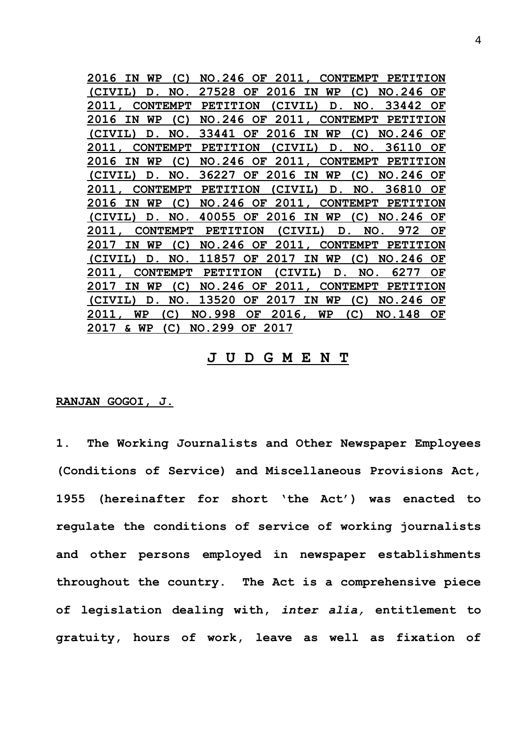**2016 IN WP (C) NO.246 OF 2011, CONTEMPT PETITION (CIVIL) D. NO. 27528 OF 2016 IN WP (C) NO.246 OF 2011, CONTEMPT PETITION (CIVIL) D. NO. 33442 OF 2016 IN WP (C) NO.246 OF 2011, CONTEMPT PETITION (CIVIL) D. NO. 33441 OF 2016 IN WP (C) NO.246 OF 2011, CONTEMPT PETITION (CIVIL) D. NO. 36110 OF 2016 IN WP (C) NO.246 OF 2011, CONTEMPT PETITION (CIVIL) D. NO. 36227 OF 2016 IN WP (C) NO.246 OF 2011, CONTEMPT PETITION (CIVIL) D. NO. 36810 OF 2016 IN WP (C) NO.246 OF 2011, CONTEMPT PETITION (CIVIL) D. NO. 40055 OF 2016 IN WP (C) NO.246 OF 2011, CONTEMPT PETITION (CIVIL) D. NO. 972 OF 2017 IN WP (C) NO.246 OF 2011, CONTEMPT PETITION (CIVIL) D. NO. 11857 OF 2017 IN WP (C) NO.246 OF 2011, CONTEMPT PETITION (CIVIL) D. NO. 6277 OF 2017 IN WP (C) NO.246 OF 2011, CONTEMPT PETITION (CIVIL) D. NO. 13520 OF 2017 IN WP (C) NO.246 OF 2011, WP (C) NO.998 OF 2016, WP (C) NO.148 OF 2017 & WP (C) NO.299 OF 2017**

## J U D G M E N T

**RANJAN GOGOI, J.**

**1.** The Working Journalists and Other Newspaper Employees (Conditions of Service) and Miscellaneous Provisions Act, 1955 (hereinafter for short 'the Act') was enacted to regulate the conditions of service of working journalists and other persons employed in newspaper establishments throughout the country. The Act is a comprehensive piece of legislation dealing with, *inter alia,* entitlement to gratuity, hours of work, leave as well as fixation of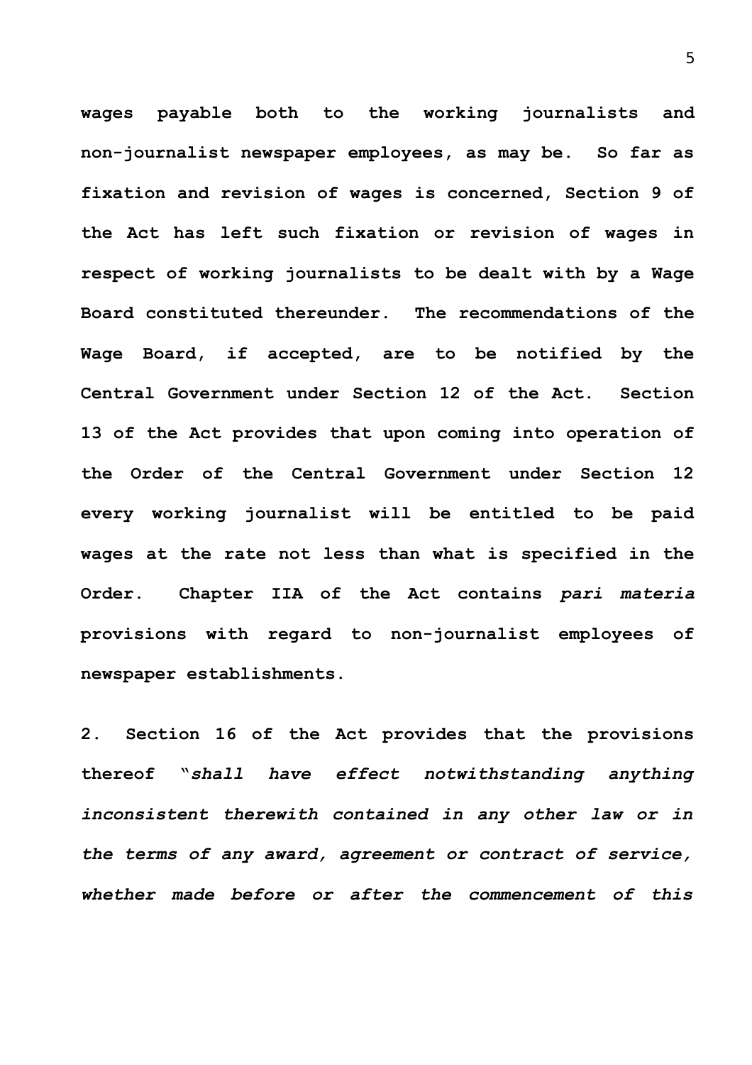**wages payable both to the working journalists and non-journalist newspaper employees, as may be. So far as fixation and revision of wages is concerned, Section 9 of the Act has left such fixation or revision of wages in respect of working journalists to be dealt with by a Wage Board constituted thereunder. The recommendations of the Wage Board, if accepted, are to be notified by the Central Government under Section 12 of the Act. Section 13 of the Act provides that upon coming into operation of the Order of the Central Government under Section 12 every working journalist will be entitled to be paid wages at the rate not less than what is specified in the Order. Chapter IIA of the Act contains *pari materia* provisions with regard to non-journalist employees of newspaper establishments.**

**2. Section 16 of the Act provides that the provisions thereof "*shall have effect notwithstanding anything inconsistent therewith contained in any other law or in the terms of any award, agreement or contract of service, whether made before or after the commencement of this***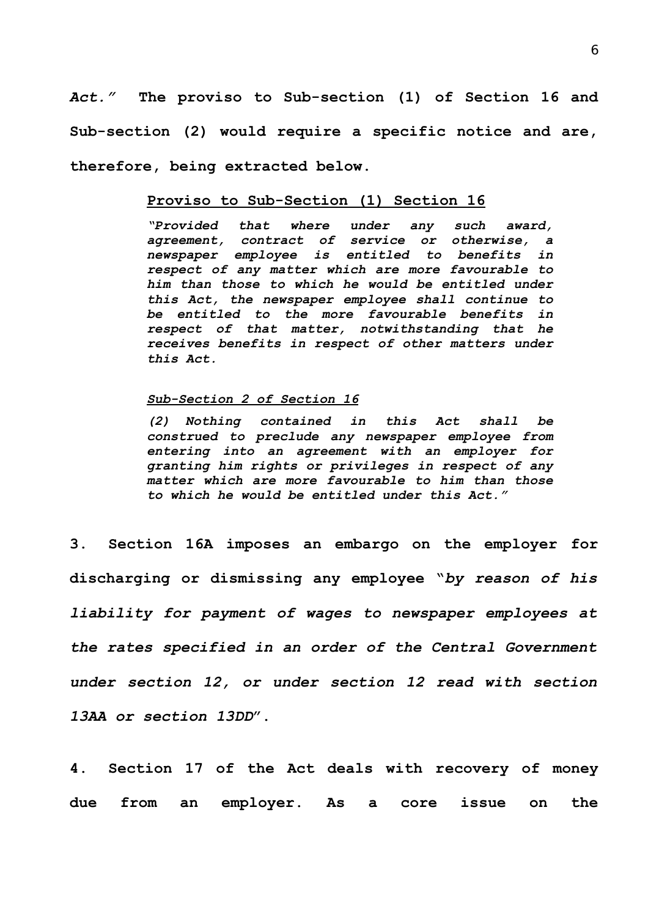***Act.”*** **The proviso to Sub-section (1) of Section 16 and Sub-section (2) would require a specific notice and are, therefore, being extracted below.**

> **<u>Proviso to Sub-Section (1) Section 16</u>**
>
> ***“Provided that where under any such award, agreement, contract of service or otherwise, a newspaper employee is entitled to benefits in respect of any matter which are more favourable to him than those to which he would be entitled under this Act, the newspaper employee shall continue to be entitled to the more favourable benefits in respect of that matter, notwithstanding that he receives benefits in respect of other matters under this Act.***
>
> ***<u>Sub-Section 2 of Section 16</u>***
>
> ***(2) Nothing contained in this Act shall be construed to preclude any newspaper employee from entering into an agreement with an employer for granting him rights or privileges in respect of any matter which are more favourable to him than those to which he would be entitled under this Act.”***

**3. Section 16A imposes an embargo on the employer for discharging or dismissing any employee “*by reason of his liability for payment of wages to newspaper employees at the rates specified in an order of the Central Government under section 12, or under section 12 read with section 13AA or section 13DD*”.**

**4. Section 17 of the Act deals with recovery of money due from an employer. As a core issue on the**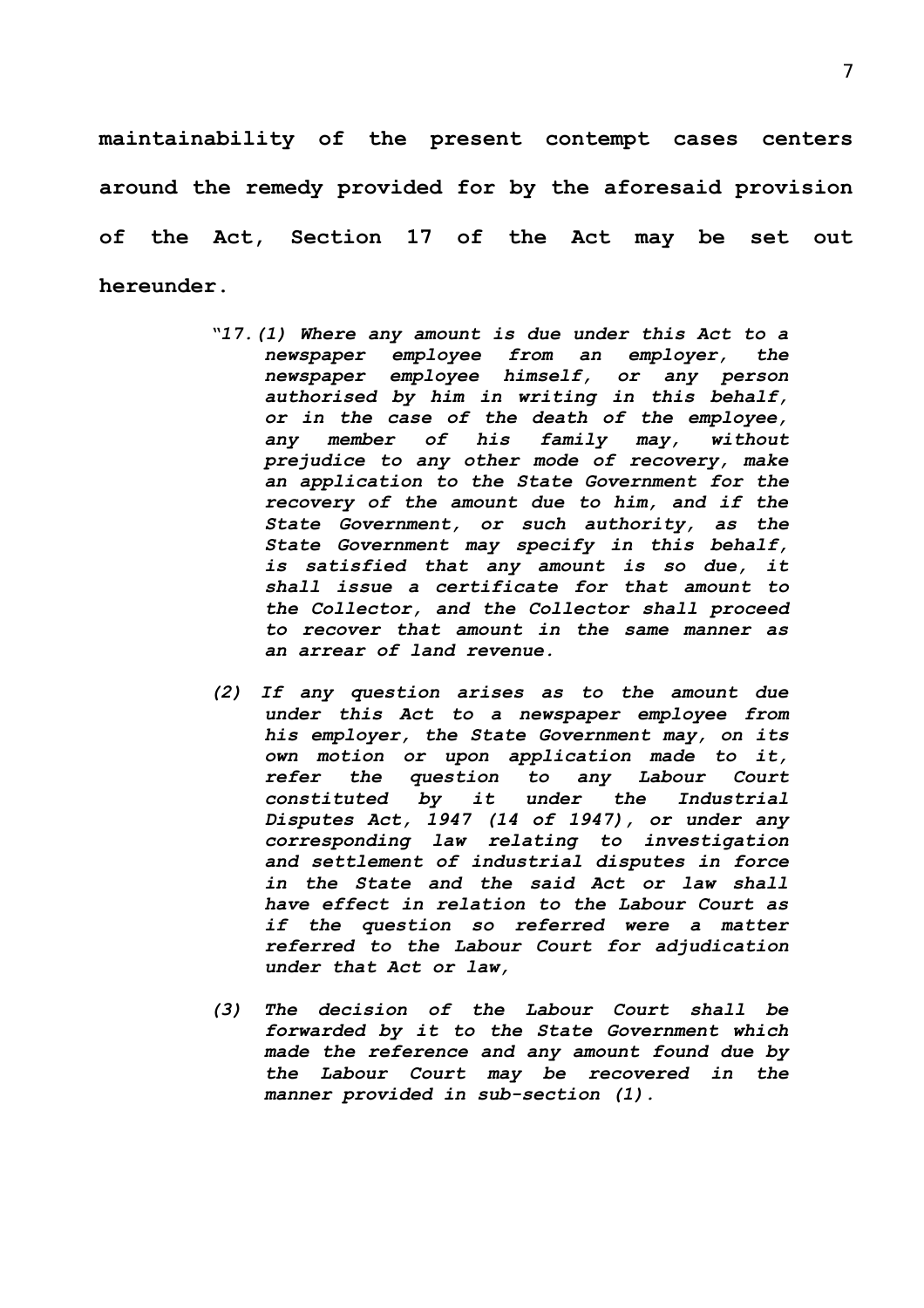**maintainability of the present contempt cases centers around the remedy provided for by the aforesaid provision of the Act, Section 17 of the Act may be set out hereunder.**

> *"17.(1) Where any amount is due under this Act to a newspaper employee from an employer, the newspaper employee himself, or any person authorised by him in writing in this behalf, or in the case of the death of the employee, any member of his family may, without prejudice to any other mode of recovery, make an application to the State Government for the recovery of the amount due to him, and if the State Government, or such authority, as the State Government may specify in this behalf, is satisfied that any amount is so due, it shall issue a certificate for that amount to the Collector, and the Collector shall proceed to recover that amount in the same manner as an arrear of land revenue.*
>
> *(2) If any question arises as to the amount due under this Act to a newspaper employee from his employer, the State Government may, on its own motion or upon application made to it, refer the question to any Labour Court constituted by it under the Industrial Disputes Act, 1947 (14 of 1947), or under any corresponding law relating to investigation and settlement of industrial disputes in force in the State and the said Act or law shall have effect in relation to the Labour Court as if the question so referred were a matter referred to the Labour Court for adjudication under that Act or law,*
>
> *(3) The decision of the Labour Court shall be forwarded by it to the State Government which made the reference and any amount found due by the Labour Court may be recovered in the manner provided in sub-section (1).*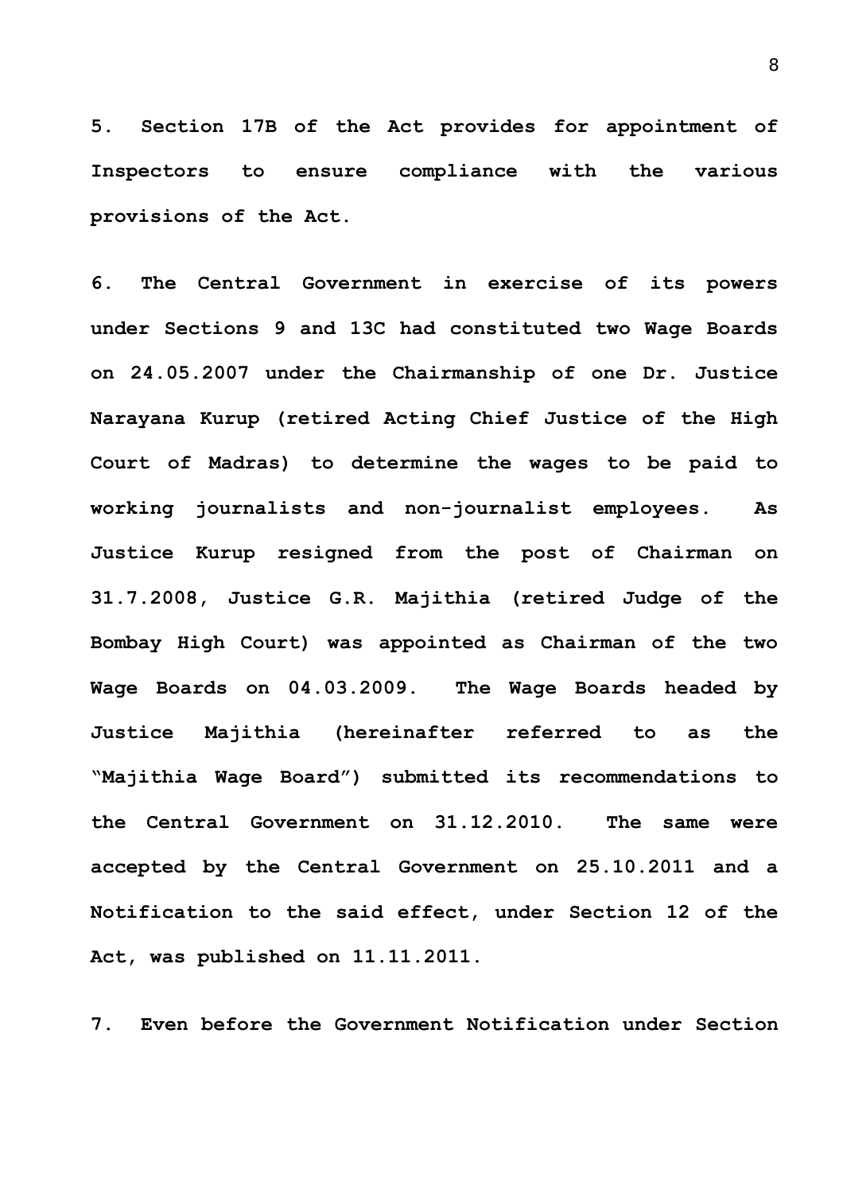5. Section 17B of the Act provides for appointment of Inspectors to ensure compliance with the various provisions of the Act.

6. The Central Government in exercise of its powers under Sections 9 and 13C had constituted two Wage Boards on 24.05.2007 under the Chairmanship of one Dr. Justice Narayana Kurup (retired Acting Chief Justice of the High Court of Madras) to determine the wages to be paid to working journalists and non-journalist employees. As Justice Kurup resigned from the post of Chairman on 31.7.2008, Justice G.R. Majithia (retired Judge of the Bombay High Court) was appointed as Chairman of the two Wage Boards on 04.03.2009. The Wage Boards headed by Justice Majithia (hereinafter referred to as the "Majithia Wage Board") submitted its recommendations to the Central Government on 31.12.2010. The same were accepted by the Central Government on 25.10.2011 and a Notification to the said effect, under Section 12 of the Act, was published on 11.11.2011.

7. Even before the Government Notification under Section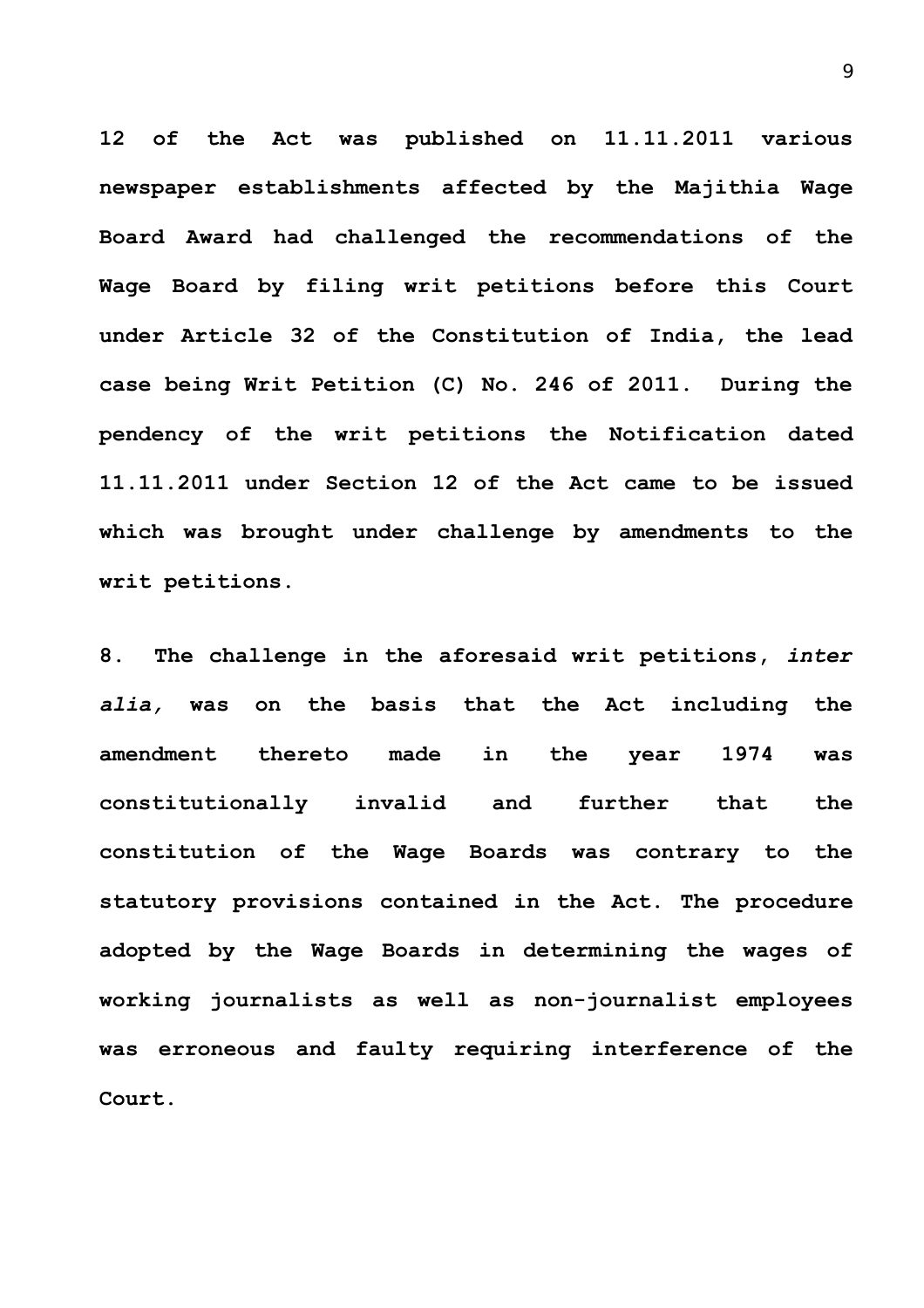**12 of the Act was published on 11.11.2011 various newspaper establishments affected by the Majithia Wage Board Award had challenged the recommendations of the Wage Board by filing writ petitions before this Court under Article 32 of the Constitution of India, the lead case being Writ Petition (C) No. 246 of 2011. During the pendency of the writ petitions the Notification dated 11.11.2011 under Section 12 of the Act came to be issued which was brought under challenge by amendments to the writ petitions.**

**8. The challenge in the aforesaid writ petitions, *inter alia,* was on the basis that the Act including the amendment thereto made in the year 1974 was constitutionally invalid and further that the constitution of the Wage Boards was contrary to the statutory provisions contained in the Act. The procedure adopted by the Wage Boards in determining the wages of working journalists as well as non-journalist employees was erroneous and faulty requiring interference of the Court.**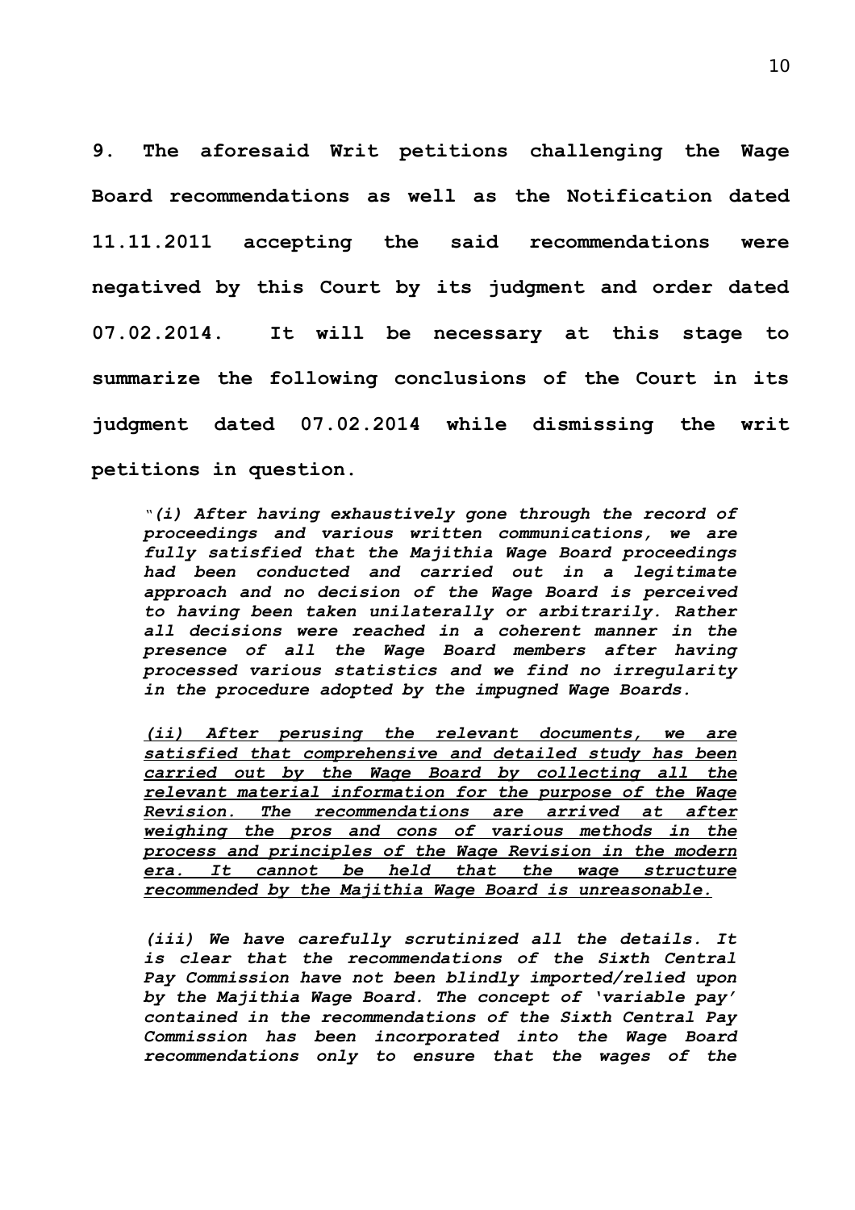**9. The aforesaid Writ petitions challenging the Wage Board recommendations as well as the Notification dated 11.11.2011 accepting the said recommendations were negatived by this Court by its judgment and order dated 07.02.2014. It will be necessary at this stage to summarize the following conclusions of the Court in its judgment dated 07.02.2014 while dismissing the writ petitions in question.**

> ***"(i) After having exhaustively gone through the record of proceedings and various written communications, we are fully satisfied that the Majithia Wage Board proceedings had been conducted and carried out in a legitimate approach and no decision of the Wage Board is perceived to having been taken unilaterally or arbitrarily. Rather all decisions were reached in a coherent manner in the presence of all the Wage Board members after having processed various statistics and we find no irregularity in the procedure adopted by the impugned Wage Boards.***
>
> ***<u>(ii) After perusing the relevant documents, we are satisfied that comprehensive and detailed study has been carried out by the Wage Board by collecting all the relevant material information for the purpose of the Wage Revision. The recommendations are arrived at after weighing the pros and cons of various methods in the process and principles of the Wage Revision in the modern era. It cannot be held that the wage structure recommended by the Majithia Wage Board is unreasonable.</u>***
>
> ***(iii) We have carefully scrutinized all the details. It is clear that the recommendations of the Sixth Central Pay Commission have not been blindly imported/relied upon by the Majithia Wage Board. The concept of 'variable pay' contained in the recommendations of the Sixth Central Pay Commission has been incorporated into the Wage Board recommendations only to ensure that the wages of the***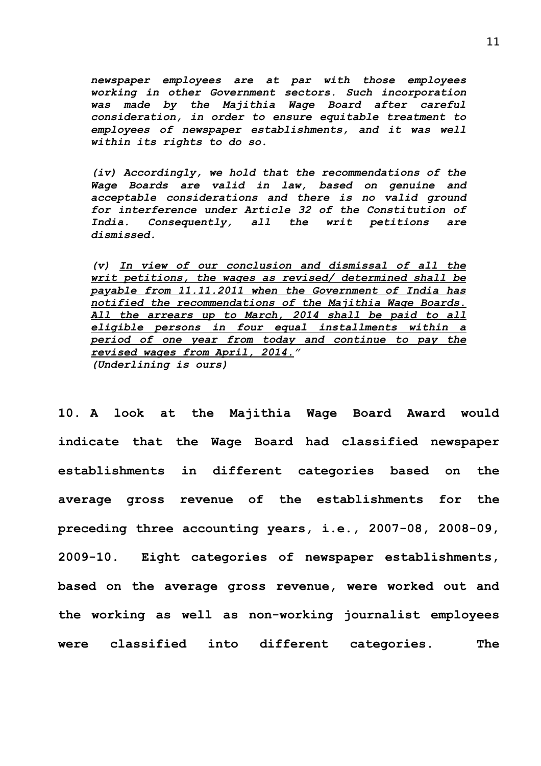*newspaper employees are at par with those employees working in other Government sectors. Such incorporation was made by the Majithia Wage Board after careful consideration, in order to ensure equitable treatment to employees of newspaper establishments, and it was well within its rights to do so.*

*(iv) Accordingly, we hold that the recommendations of the Wage Boards are valid in law, based on genuine and acceptable considerations and there is no valid ground for interference under Article 32 of the Constitution of India. Consequently, all the writ petitions are dismissed.*

*(v) <u>In view of our conclusion and dismissal of all the writ petitions, the wages as revised/ determined shall be payable from 11.11.2011 when the Government of India has notified the recommendations of the Majithia Wage Boards. All the arrears up to March, 2014 shall be paid to all eligible persons in four equal installments within a period of one year from today and continue to pay the revised wages from April, 2014.</u>"*
*(Underlining is ours)*

**10. A look at the Majithia Wage Board Award would indicate that the Wage Board had classified newspaper establishments in different categories based on the average gross revenue of the establishments for the preceding three accounting years, i.e., 2007-08, 2008-09, 2009-10. Eight categories of newspaper establishments, based on the average gross revenue, were worked out and the working as well as non-working journalist employees were classified into different categories. The**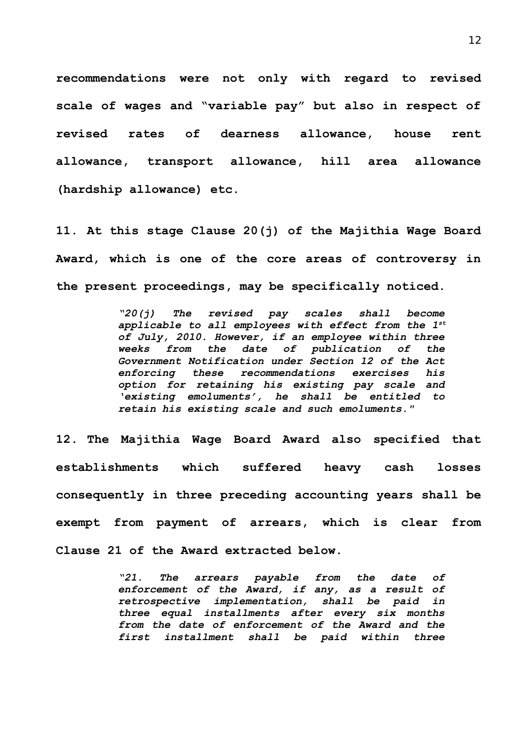**recommendations were not only with regard to revised scale of wages and "variable pay" but also in respect of revised rates of dearness allowance, house rent allowance, transport allowance, hill area allowance (hardship allowance) etc.**

**11. At this stage Clause 20(j) of the Majithia Wage Board Award, which is one of the core areas of controversy in the present proceedings, may be specifically noticed.**

> ***"20(j) The revised pay scales shall become applicable to all employees with effect from the 1st of July, 2010. However, if an employee within three weeks from the date of publication of the Government Notification under Section 12 of the Act enforcing these recommendations exercises his option for retaining his existing pay scale and 'existing emoluments', he shall be entitled to retain his existing scale and such emoluments."***

**12. The Majithia Wage Board Award also specified that establishments which suffered heavy cash losses consequently in three preceding accounting years shall be exempt from payment of arrears, which is clear from Clause 21 of the Award extracted below.**

> ***"21. The arrears payable from the date of enforcement of the Award, if any, as a result of retrospective implementation, shall be paid in three equal installments after every six months from the date of enforcement of the Award and the first installment shall be paid within three***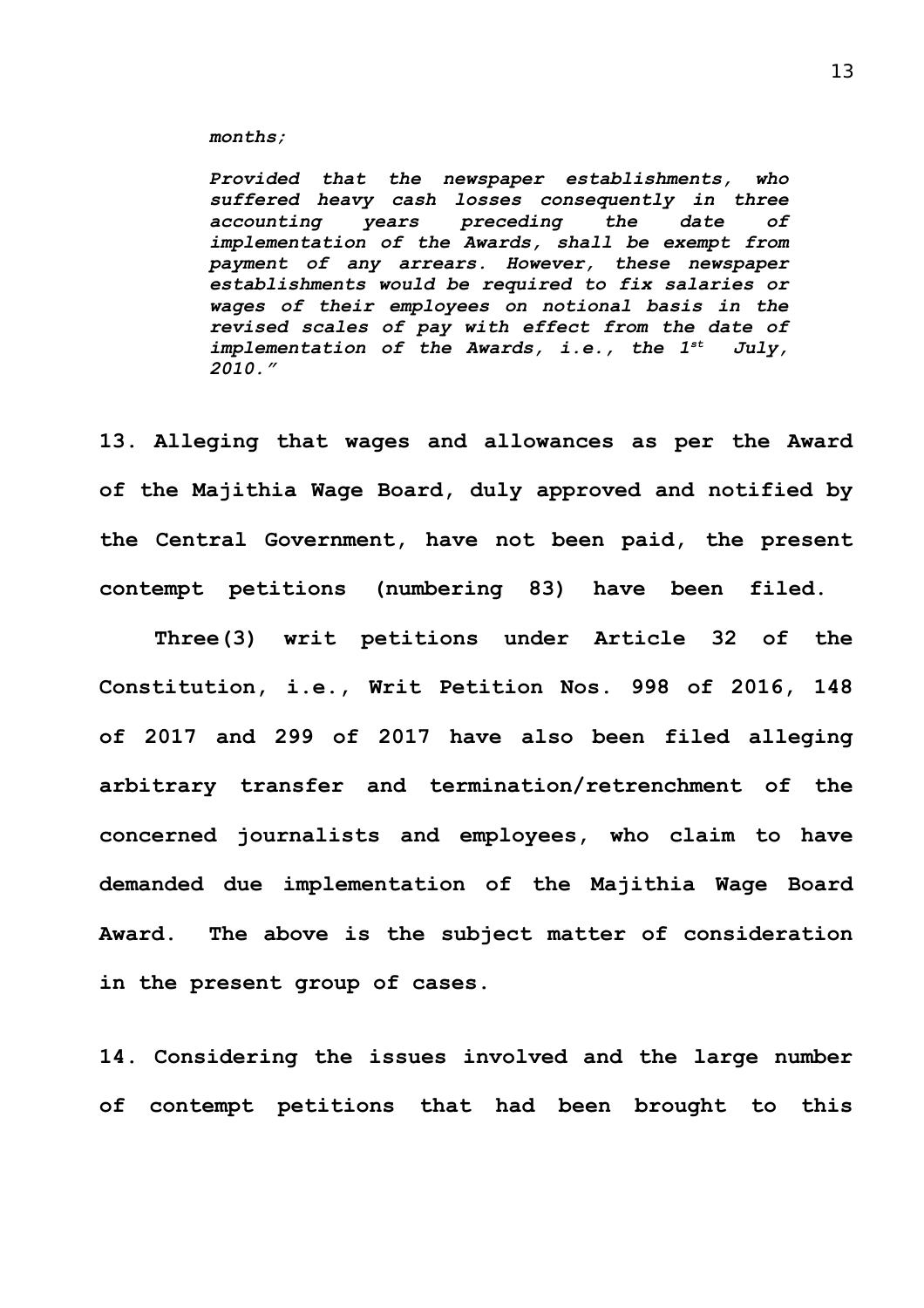*months;*

*Provided that the newspaper establishments, who suffered heavy cash losses consequently in three accounting years preceding the date of implementation of the Awards, shall be exempt from payment of any arrears. However, these newspaper establishments would be required to fix salaries or wages of their employees on notional basis in the revised scales of pay with effect from the date of implementation of the Awards, i.e., the 1st July, 2010."*

**13. Alleging that wages and allowances as per the Award of the Majithia Wage Board, duly approved and notified by the Central Government, have not been paid, the present contempt petitions (numbering 83) have been filed.**

**Three(3) writ petitions under Article 32 of the Constitution, i.e., Writ Petition Nos. 998 of 2016, 148 of 2017 and 299 of 2017 have also been filed alleging arbitrary transfer and termination/retrenchment of the concerned journalists and employees, who claim to have demanded due implementation of the Majithia Wage Board Award. The above is the subject matter of consideration in the present group of cases.**

**14. Considering the issues involved and the large number of contempt petitions that had been brought to this**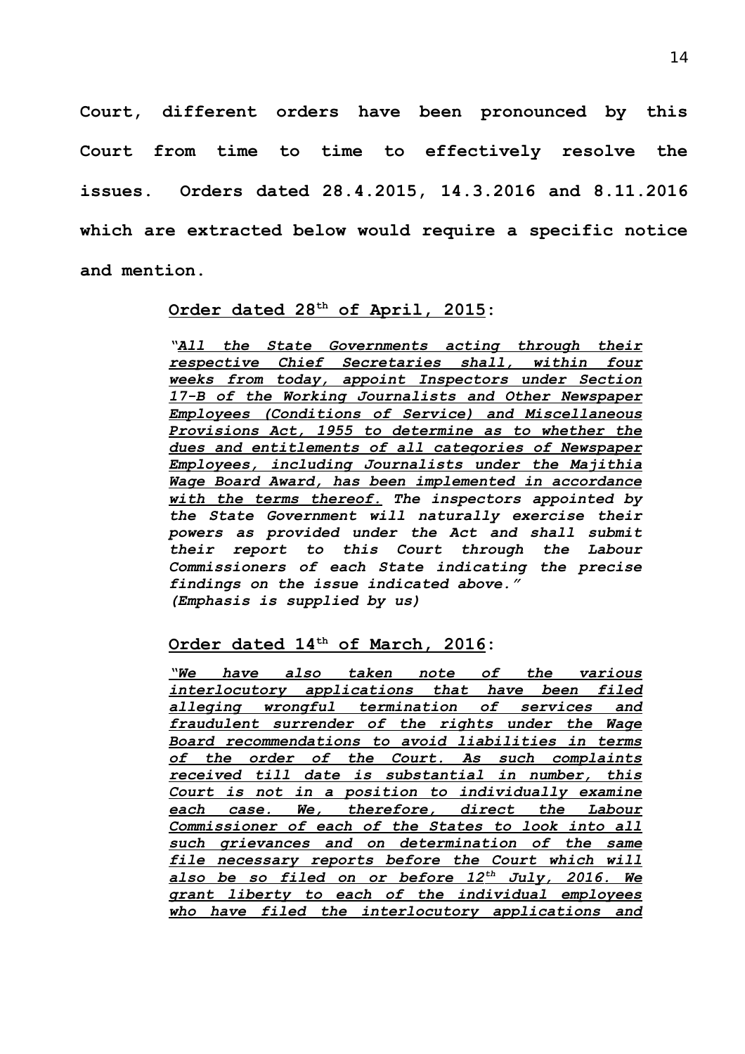**Court, different orders have been pronounced by this Court from time to time to effectively resolve the issues. Orders dated 28.4.2015, 14.3.2016 and 8.11.2016 which are extracted below would require a specific notice and mention.**

> **Order dated 28th of April, 2015:**
>
> ***"All the State Governments acting through their respective Chief Secretaries shall, within four weeks from today, appoint Inspectors under Section 17-B of the Working Journalists and Other Newspaper Employees (Conditions of Service) and Miscellaneous Provisions Act, 1955 to determine as to whether the dues and entitlements of all categories of Newspaper Employees, including Journalists under the Majithia Wage Board Award, has been implemented in accordance with the terms thereof. The inspectors appointed by the State Government will naturally exercise their powers as provided under the Act and shall submit their report to this Court through the Labour Commissioners of each State indicating the precise findings on the issue indicated above."***
> ***(Emphasis is supplied by us)***
>
> **Order dated 14th of March, 2016:**
>
> ***"We have also taken note of the various interlocutory applications that have been filed alleging wrongful termination of services and fraudulent surrender of the rights under the Wage Board recommendations to avoid liabilities in terms of the order of the Court. As such complaints received till date is substantial in number, this Court is not in a position to individually examine each case. We, therefore, direct the Labour Commissioner of each of the States to look into all such grievances and on determination of the same file necessary reports before the Court which will also be so filed on or before 12th July, 2016. We grant liberty to each of the individual employees who have filed the interlocutory applications and***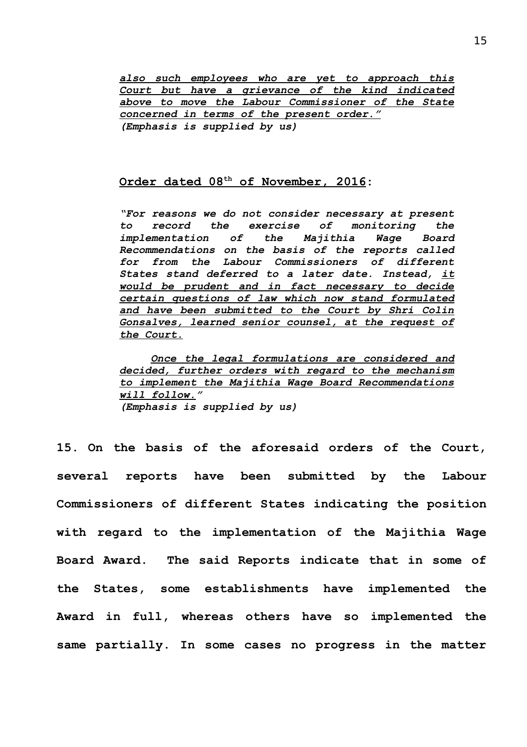*also such employees who are yet to approach this Court but have a grievance of the kind indicated above to move the Labour Commissioner of the State concerned in terms of the present order."*
***(Emphasis is supplied by us)***

**Order dated 08th of November, 2016:**

*"For reasons we do not consider necessary at present to record the exercise of monitoring the implementation of the Majithia Wage Board Recommendations on the basis of the reports called for from the Labour Commissioners of different States stand deferred to a later date. Instead, it would be prudent and in fact necessary to decide certain questions of law which now stand formulated and have been submitted to the Court by Shri Colin Gonsalves, learned senior counsel, at the request of the Court.*

*Once the legal formulations are considered and decided, further orders with regard to the mechanism to implement the Majithia Wage Board Recommendations will follow."*
***(Emphasis is supplied by us)***

**15. On the basis of the aforesaid orders of the Court, several reports have been submitted by the Labour Commissioners of different States indicating the position with regard to the implementation of the Majithia Wage Board Award. The said Reports indicate that in some of the States, some establishments have implemented the Award in full, whereas others have so implemented the same partially. In some cases no progress in the matter**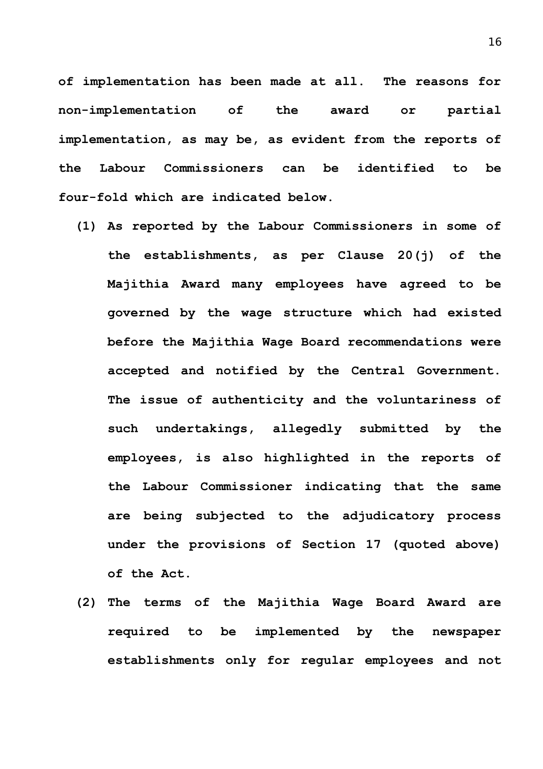**of implementation has been made at all. The reasons for non-implementation of the award or partial implementation, as may be, as evident from the reports of the Labour Commissioners can be identified to be four-fold which are indicated below.**

**(1) As reported by the Labour Commissioners in some of the establishments, as per Clause 20(j) of the Majithia Award many employees have agreed to be governed by the wage structure which had existed before the Majithia Wage Board recommendations were accepted and notified by the Central Government. The issue of authenticity and the voluntariness of such undertakings, allegedly submitted by the employees, is also highlighted in the reports of the Labour Commissioner indicating that the same are being subjected to the adjudicatory process under the provisions of Section 17 (quoted above) of the Act.**

**(2) The terms of the Majithia Wage Board Award are required to be implemented by the newspaper establishments only for regular employees and not**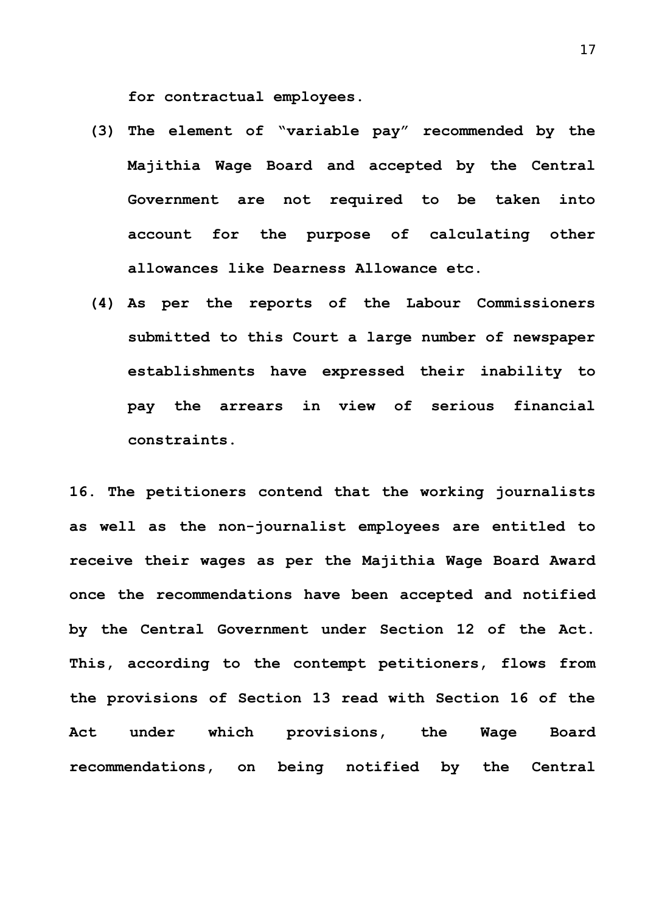**for contractual employees.**

**(3) The element of "variable pay" recommended by the Majithia Wage Board and accepted by the Central Government are not required to be taken into account for the purpose of calculating other allowances like Dearness Allowance etc.**

**(4) As per the reports of the Labour Commissioners submitted to this Court a large number of newspaper establishments have expressed their inability to pay the arrears in view of serious financial constraints.**

**16. The petitioners contend that the working journalists as well as the non-journalist employees are entitled to receive their wages as per the Majithia Wage Board Award once the recommendations have been accepted and notified by the Central Government under Section 12 of the Act. This, according to the contempt petitioners, flows from the provisions of Section 13 read with Section 16 of the Act under which provisions, the Wage Board recommendations, on being notified by the Central**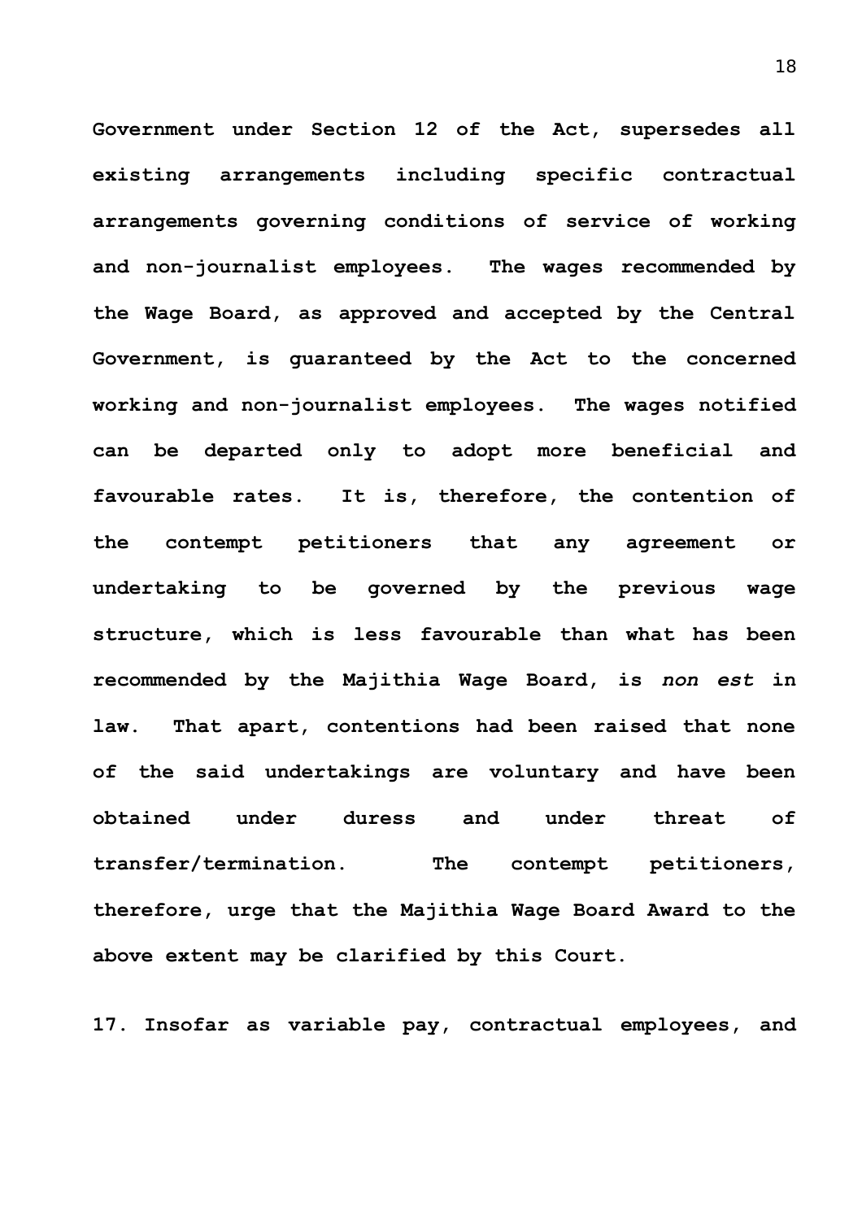Government under Section 12 of the Act, supersedes all existing arrangements including specific contractual arrangements governing conditions of service of working and non-journalist employees. The wages recommended by the Wage Board, as approved and accepted by the Central Government, is guaranteed by the Act to the concerned working and non-journalist employees. The wages notified can be departed only to adopt more beneficial and favourable rates. It is, therefore, the contention of the contempt petitioners that any agreement or undertaking to be governed by the previous wage structure, which is less favourable than what has been recommended by the Majithia Wage Board, is *non est* in law. That apart, contentions had been raised that none of the said undertakings are voluntary and have been obtained under duress and under threat of transfer/termination. The contempt petitioners, therefore, urge that the Majithia Wage Board Award to the above extent may be clarified by this Court.

17. Insofar as variable pay, contractual employees, and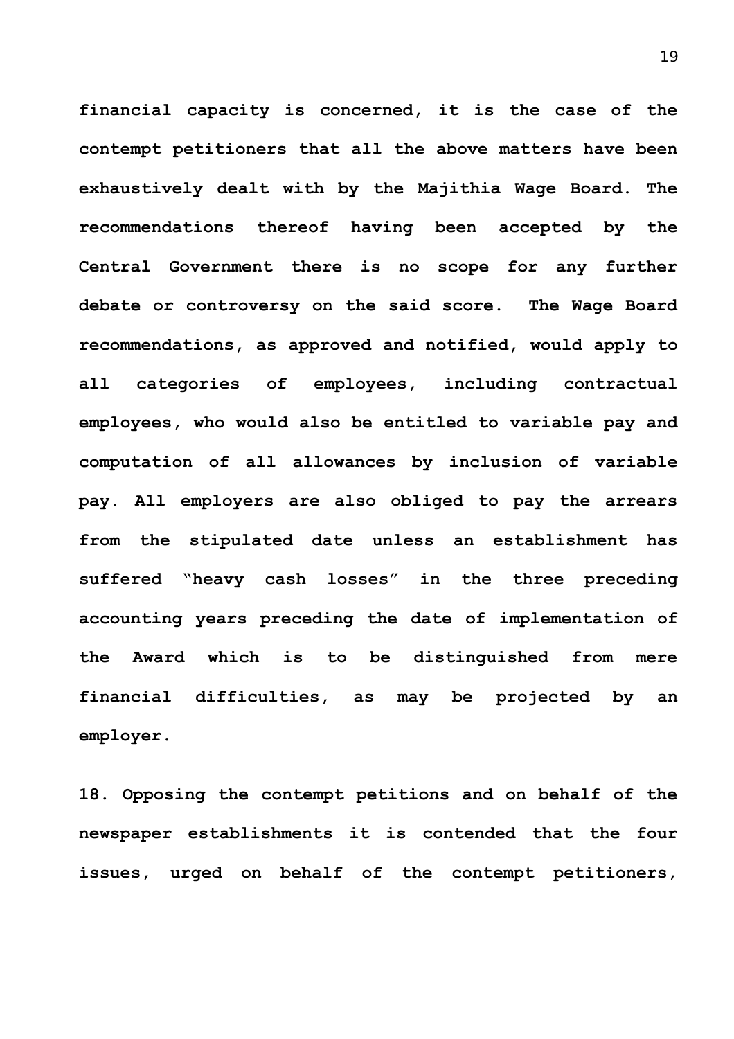**financial capacity is concerned, it is the case of the contempt petitioners that all the above matters have been exhaustively dealt with by the Majithia Wage Board. The recommendations thereof having been accepted by the Central Government there is no scope for any further debate or controversy on the said score. The Wage Board recommendations, as approved and notified, would apply to all categories of employees, including contractual employees, who would also be entitled to variable pay and computation of all allowances by inclusion of variable pay. All employers are also obliged to pay the arrears from the stipulated date unless an establishment has suffered "heavy cash losses" in the three preceding accounting years preceding the date of implementation of the Award which is to be distinguished from mere financial difficulties, as may be projected by an employer.**

**18. Opposing the contempt petitions and on behalf of the newspaper establishments it is contended that the four issues, urged on behalf of the contempt petitioners,**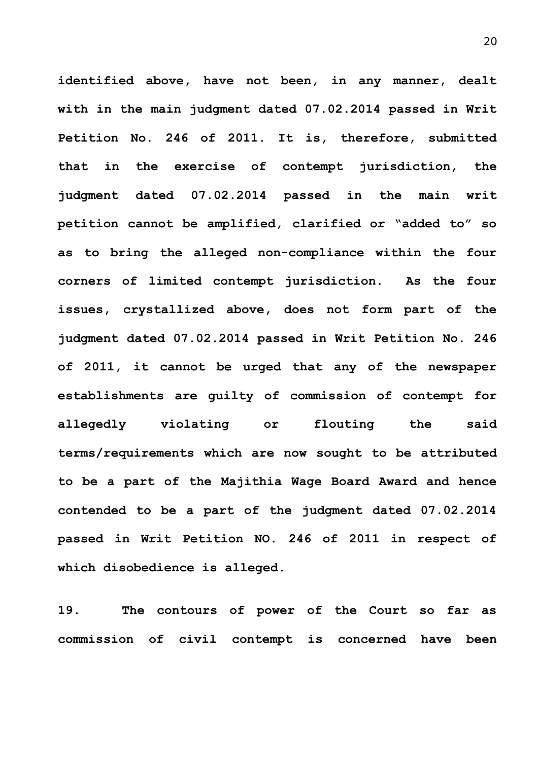**identified above, have not been, in any manner, dealt with in the main judgment dated 07.02.2014 passed in Writ Petition No. 246 of 2011. It is, therefore, submitted that in the exercise of contempt jurisdiction, the judgment dated 07.02.2014 passed in the main writ petition cannot be amplified, clarified or "added to" so as to bring the alleged non-compliance within the four corners of limited contempt jurisdiction. As the four issues, crystallized above, does not form part of the judgment dated 07.02.2014 passed in Writ Petition No. 246 of 2011, it cannot be urged that any of the newspaper establishments are guilty of commission of contempt for allegedly violating or flouting the said terms/requirements which are now sought to be attributed to be a part of the Majithia Wage Board Award and hence contended to be a part of the judgment dated 07.02.2014 passed in Writ Petition NO. 246 of 2011 in respect of which disobedience is alleged.**

**19. The contours of power of the Court so far as commission of civil contempt is concerned have been**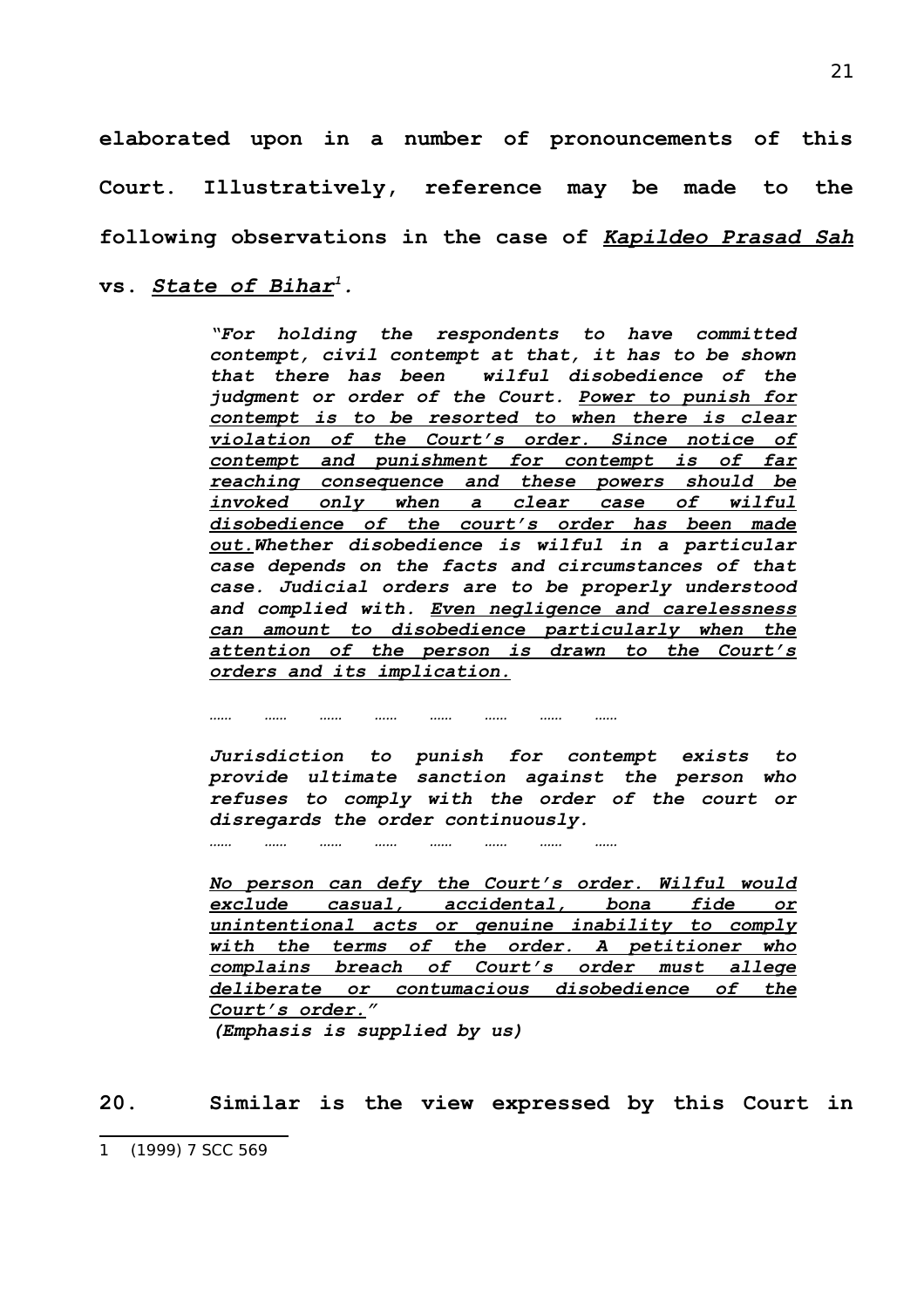**elaborated upon in a number of pronouncements of this Court. Illustratively, reference may be made to the following observations in the case of *Kapildeo Prasad Sah* vs. *State of Bihar*[1].**

> ***"For holding the respondents to have committed contempt, civil contempt at that, it has to be shown that there has been wilful disobedience of the judgment or order of the Court. <u>Power to punish for contempt is to be resorted to when there is clear violation of the Court's order. Since notice of contempt and punishment for contempt is of far reaching consequence and these powers should be invoked only when a clear case of wilful disobedience of the court's order has been made out.</u>Whether disobedience is wilful in a particular case depends on the facts and circumstances of that case. Judicial orders are to be properly understood and complied with. <u>Even negligence and carelessness can amount to disobedience particularly when the attention of the person is drawn to the Court's orders and its implication.</u>***
>
> *…… …… …… …… …… …… …… ……*
>
> ***Jurisdiction to punish for contempt exists to provide ultimate sanction against the person who refuses to comply with the order of the court or disregards the order continuously.***
>
> *…… …… …… …… …… …… …… ……*
>
> ***<u>No person can defy the Court's order. Wilful would exclude casual, accidental, bona fide or unintentional acts or genuine inability to comply with the terms of the order. A petitioner who complains breach of Court's order must allege deliberate or contumacious disobedience of the Court's order."</u>***
>
> ***(Emphasis is supplied by us)***

**20. Similar is the view expressed by this Court in**

---

1 (1999) 7 SCC 569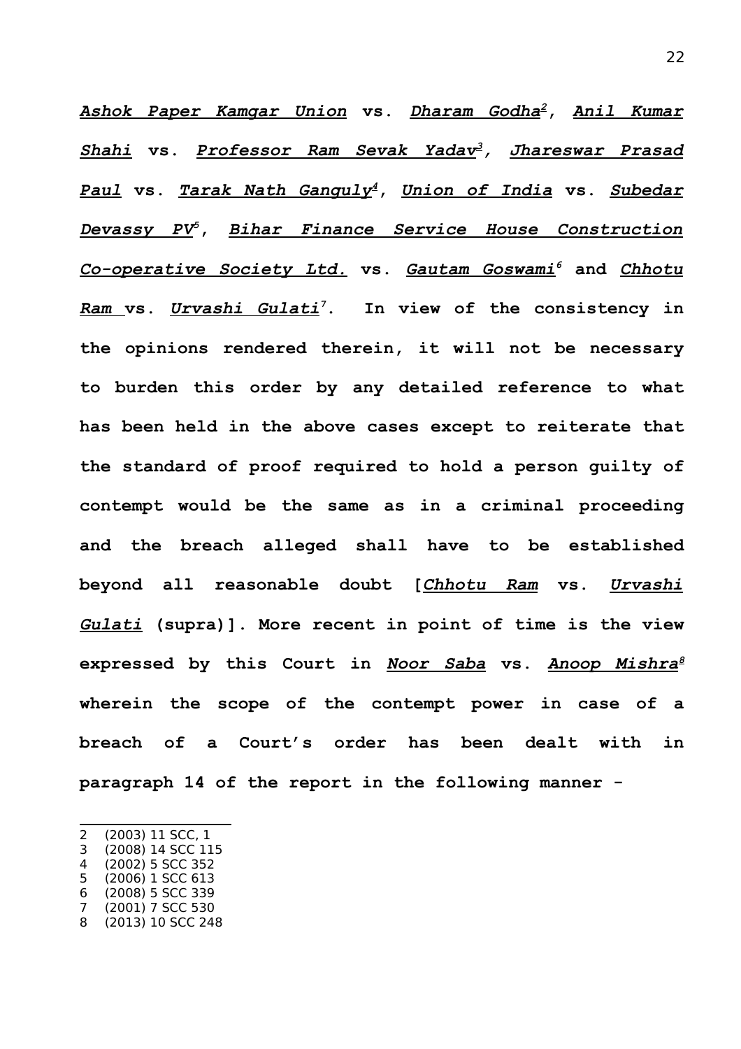***Ashok Paper Kamgar Union*** **vs.** ***Dharam Godha***[2]**,** ***Anil Kumar Shahi*** **vs.** ***Professor Ram Sevak Yadav***[3]**,** ***Jhareswar Prasad Paul*** **vs.** ***Tarak Nath Ganguly***[4]**,** ***Union of India*** **vs.** ***Subedar Devassy PV***[5]**,** ***Bihar Finance Service House Construction Co-operative Society Ltd.*** **vs.** ***Gautam Goswami***[6] **and** ***Chhotu Ram*** **vs.** ***Urvashi Gulati***[7]**. In view of the consistency in the opinions rendered therein, it will not be necessary to burden this order by any detailed reference to what has been held in the above cases except to reiterate that the standard of proof required to hold a person guilty of contempt would be the same as in a criminal proceeding and the breach alleged shall have to be established beyond all reasonable doubt [*Chhotu Ram* vs. *Urvashi Gulati* (supra)]. More recent in point of time is the view expressed by this Court in *Noor Saba* vs. *Anoop Mishra*[8] wherein the scope of the contempt power in case of a breach of a Court's order has been dealt with in paragraph 14 of the report in the following manner -**

---

2 (2003) 11 SCC, 1
3 (2008) 14 SCC 115
4 (2002) 5 SCC 352
5 (2006) 1 SCC 613
6 (2008) 5 SCC 339
7 (2001) 7 SCC 530
8 (2013) 10 SCC 248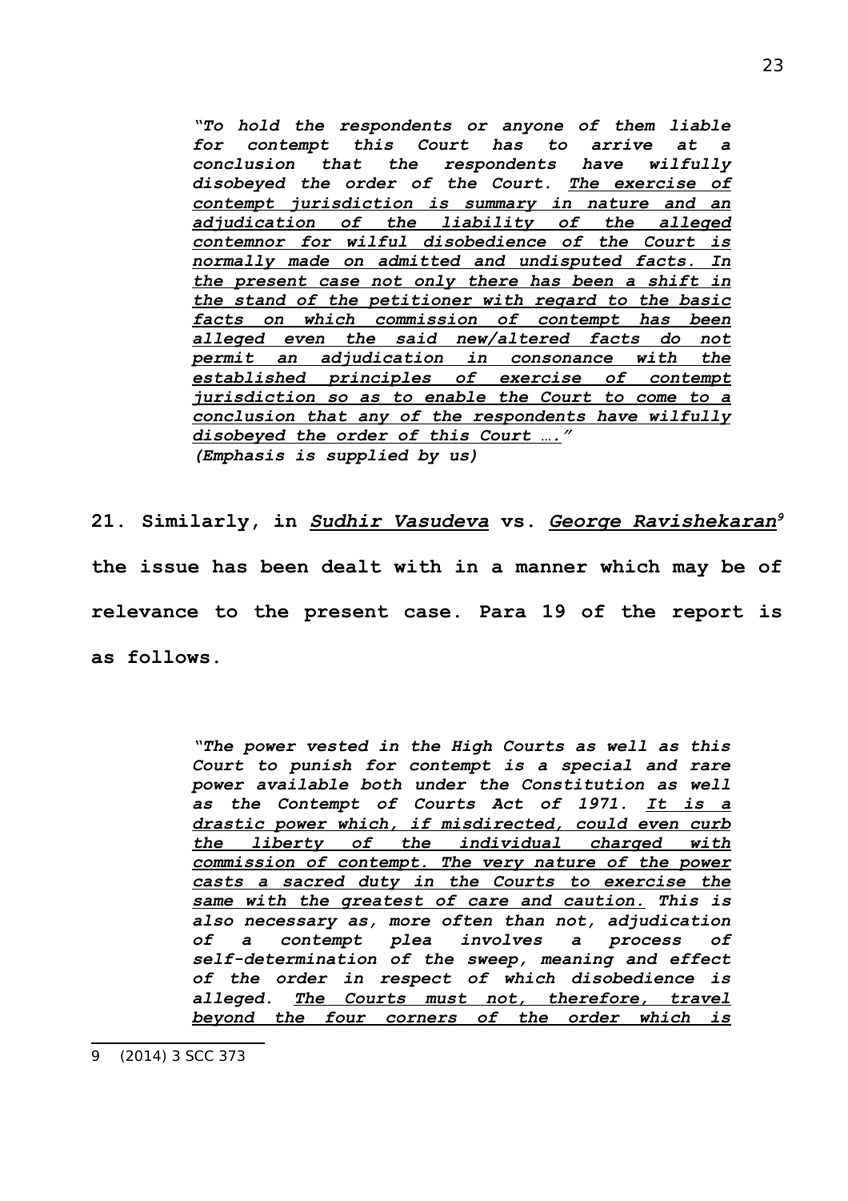> *"To hold the respondents or anyone of them liable for contempt this Court has to arrive at a conclusion that the respondents have wilfully disobeyed the order of the Court. <u>The exercise of contempt jurisdiction is summary in nature and an adjudication of the liability of the alleged contemnor for wilful disobedience of the Court is normally made on admitted and undisputed facts. In the present case not only there has been a shift in the stand of the petitioner with regard to the basic facts on which commission of contempt has been alleged even the said new/altered facts do not permit an adjudication in consonance with the established principles of exercise of contempt jurisdiction so as to enable the Court to come to a conclusion that any of the respondents have wilfully disobeyed the order of this Court …."</u>*
> ***(Emphasis is supplied by us)***

**21. Similarly, in *<u>Sudhir Vasudeva</u>* vs. *<u>George Ravishekaran</u>*[9] the issue has been dealt with in a manner which may be of relevance to the present case. Para 19 of the report is as follows.**

> *"The power vested in the High Courts as well as this Court to punish for contempt is a special and rare power available both under the Constitution as well as the Contempt of Courts Act of 1971. <u>It is a drastic power which, if misdirected, could even curb the liberty of the individual charged with commission of contempt. The very nature of the power casts a sacred duty in the Courts to exercise the same with the greatest of care and caution.</u> This is also necessary as, more often than not, adjudication of a contempt plea involves a process of self-determination of the sweep, meaning and effect of the order in respect of which disobedience is alleged. <u>The Courts must not, therefore, travel beyond the four corners of the order which is</u>*

---

9 (2014) 3 SCC 373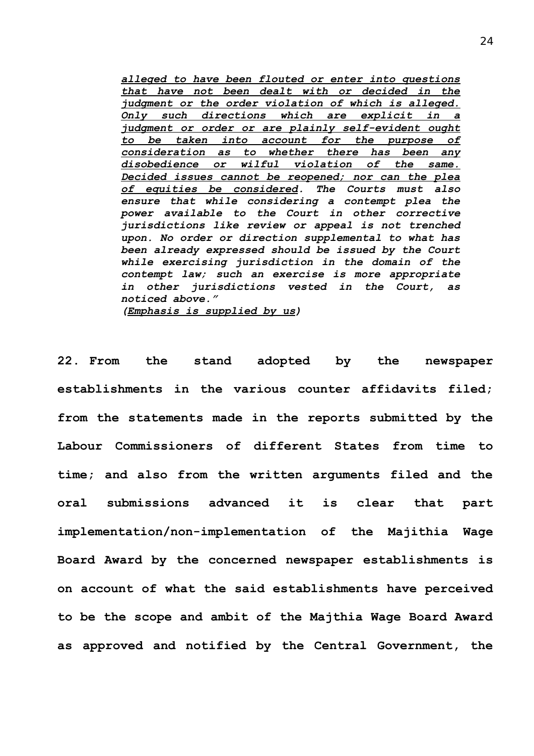> ***alleged to have been flouted or enter into questions that have not been dealt with or decided in the judgment or the order violation of which is alleged. Only such directions which are explicit in a judgment or order or are plainly self-evident ought to be taken into account for the purpose of consideration as to whether there has been any disobedience or wilful violation of the same. Decided issues cannot be reopened; nor can the plea of equities be considered*. The Courts must also ensure that while considering a contempt plea the power available to the Court in other corrective jurisdictions like review or appeal is not trenched upon. No order or direction supplemental to what has been already expressed should be issued by the Court while exercising jurisdiction in the domain of the contempt law; such an exercise is more appropriate in other jurisdictions vested in the Court, as noticed above."**
>
> ***(Emphasis is supplied by us)***

**22. From the stand adopted by the newspaper establishments in the various counter affidavits filed; from the statements made in the reports submitted by the Labour Commissioners of different States from time to time; and also from the written arguments filed and the oral submissions advanced it is clear that part implementation/non-implementation of the Majithia Wage Board Award by the concerned newspaper establishments is on account of what the said establishments have perceived to be the scope and ambit of the Majthia Wage Board Award as approved and notified by the Central Government, the**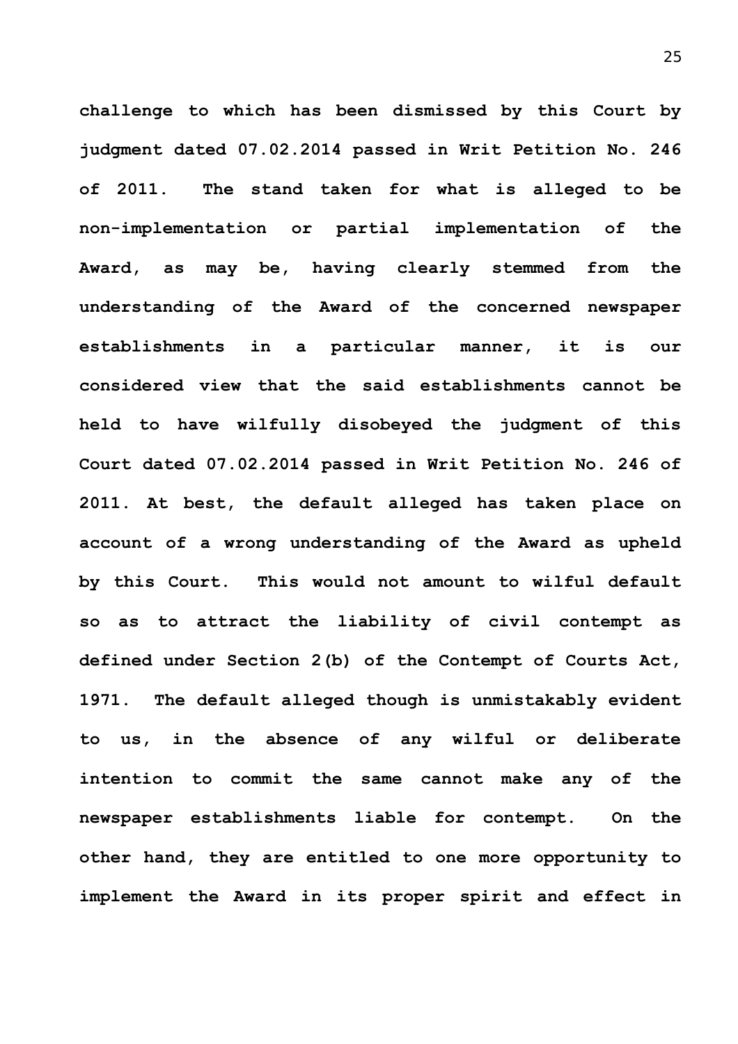challenge to which has been dismissed by this Court by judgment dated 07.02.2014 passed in Writ Petition No. 246 of 2011. The stand taken for what is alleged to be non-implementation or partial implementation of the Award, as may be, having clearly stemmed from the understanding of the Award of the concerned newspaper establishments in a particular manner, it is our considered view that the said establishments cannot be held to have wilfully disobeyed the judgment of this Court dated 07.02.2014 passed in Writ Petition No. 246 of 2011. At best, the default alleged has taken place on account of a wrong understanding of the Award as upheld by this Court. This would not amount to wilful default so as to attract the liability of civil contempt as defined under Section 2(b) of the Contempt of Courts Act, 1971. The default alleged though is unmistakably evident to us, in the absence of any wilful or deliberate intention to commit the same cannot make any of the newspaper establishments liable for contempt. On the other hand, they are entitled to one more opportunity to implement the Award in its proper spirit and effect in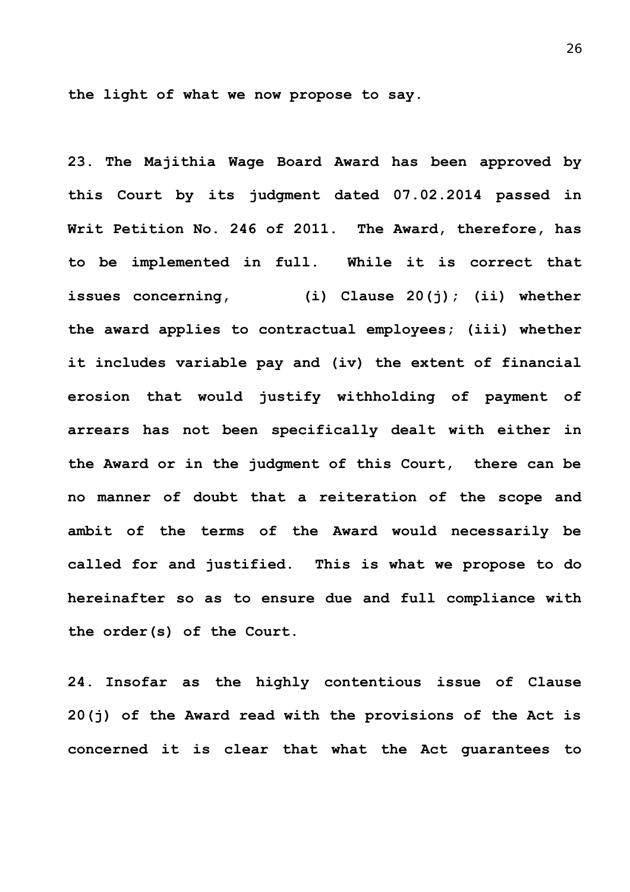**the light of what we now propose to say.**

**23. The Majithia Wage Board Award has been approved by this Court by its judgment dated 07.02.2014 passed in Writ Petition No. 246 of 2011. The Award, therefore, has to be implemented in full. While it is correct that issues concerning, (i) Clause 20(j); (ii) whether the award applies to contractual employees; (iii) whether it includes variable pay and (iv) the extent of financial erosion that would justify withholding of payment of arrears has not been specifically dealt with either in the Award or in the judgment of this Court, there can be no manner of doubt that a reiteration of the scope and ambit of the terms of the Award would necessarily be called for and justified. This is what we propose to do hereinafter so as to ensure due and full compliance with the order(s) of the Court.**

**24. Insofar as the highly contentious issue of Clause 20(j) of the Award read with the provisions of the Act is concerned it is clear that what the Act guarantees to**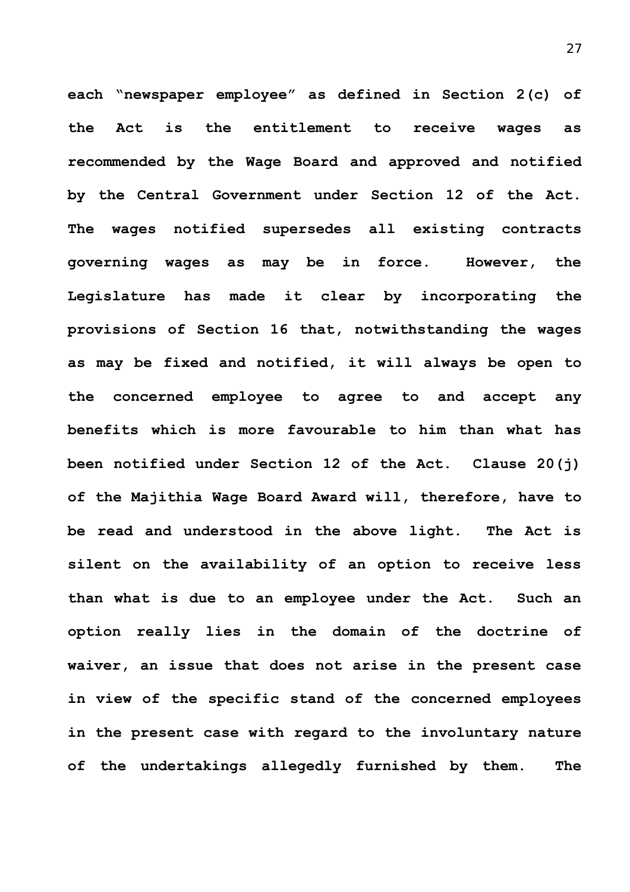each "newspaper employee" as defined in Section 2(c) of the Act is the entitlement to receive wages as recommended by the Wage Board and approved and notified by the Central Government under Section 12 of the Act. The wages notified supersedes all existing contracts governing wages as may be in force. However, the Legislature has made it clear by incorporating the provisions of Section 16 that, notwithstanding the wages as may be fixed and notified, it will always be open to the concerned employee to agree to and accept any benefits which is more favourable to him than what has been notified under Section 12 of the Act. Clause 20(j) of the Majithia Wage Board Award will, therefore, have to be read and understood in the above light. The Act is silent on the availability of an option to receive less than what is due to an employee under the Act. Such an option really lies in the domain of the doctrine of waiver, an issue that does not arise in the present case in view of the specific stand of the concerned employees in the present case with regard to the involuntary nature of the undertakings allegedly furnished by them. The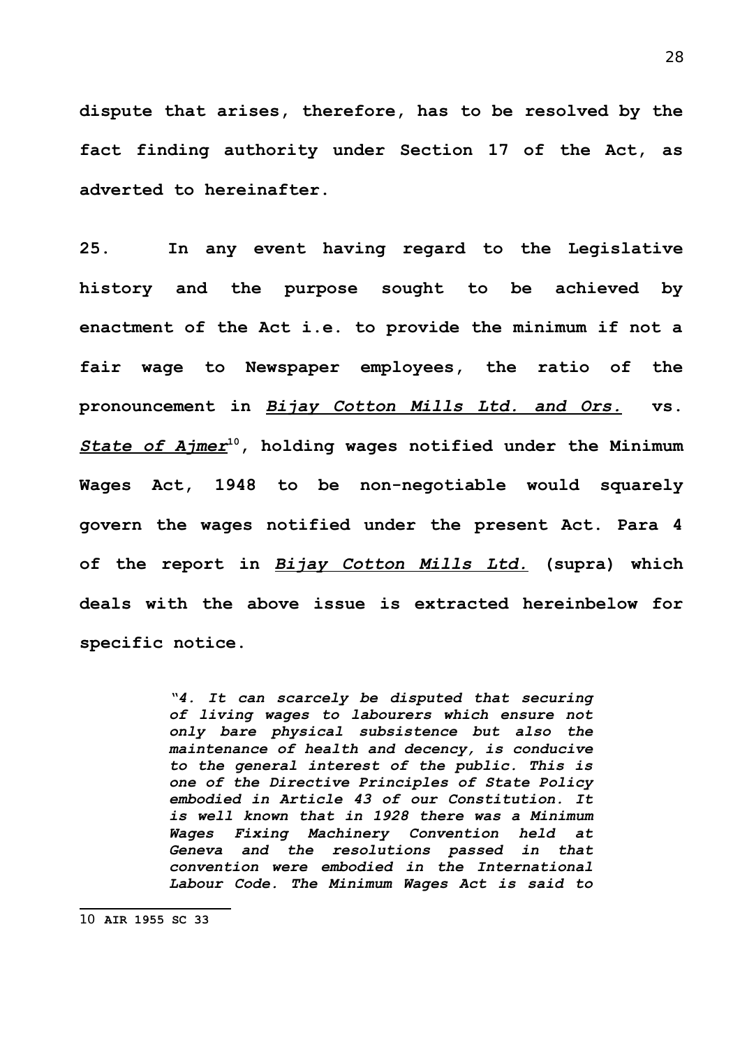**dispute that arises, therefore, has to be resolved by the fact finding authority under Section 17 of the Act, as adverted to hereinafter.**

**25. In any event having regard to the Legislative history and the purpose sought to be achieved by enactment of the Act i.e. to provide the minimum if not a fair wage to Newspaper employees, the ratio of the pronouncement in *Bijay Cotton Mills Ltd. and Ors.* vs. *State of Ajmer*[10], holding wages notified under the Minimum Wages Act, 1948 to be non-negotiable would squarely govern the wages notified under the present Act. Para 4 of the report in *Bijay Cotton Mills Ltd.* (supra) which deals with the above issue is extracted hereinbelow for specific notice.**

> ***"4. It can scarcely be disputed that securing of living wages to labourers which ensure not only bare physical subsistence but also the maintenance of health and decency, is conducive to the general interest of the public. This is one of the Directive Principles of State Policy embodied in Article 43 of our Constitution. It is well known that in 1928 there was a Minimum Wages Fixing Machinery Convention held at Geneva and the resolutions passed in that convention were embodied in the International Labour Code. The Minimum Wages Act is said to***

---

10 **AIR 1955 SC 33**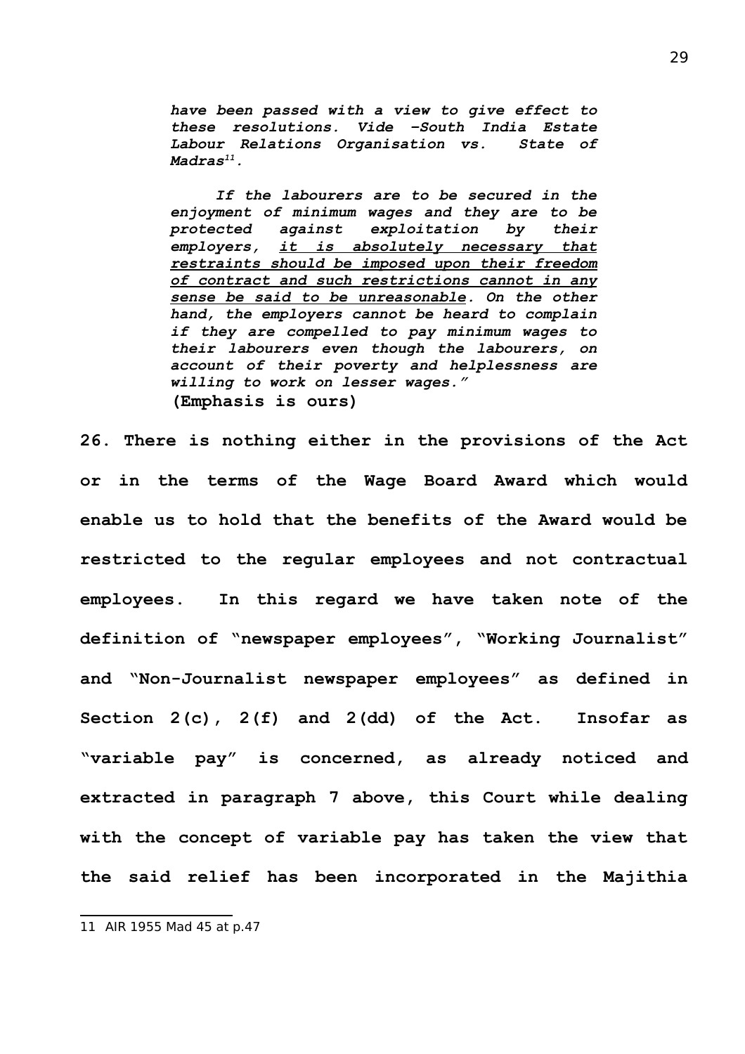*have been passed with a view to give effect to these resolutions. Vide –South India Estate Labour Relations Organisation vs. State of Madras*[11]*.*

*If the labourers are to be secured in the enjoyment of minimum wages and they are to be protected against exploitation by their employers, <u>it is absolutely necessary that restraints should be imposed upon their freedom of contract and such restrictions cannot in any sense be said to be unreasonable</u>. On the other hand, the employers cannot be heard to complain if they are compelled to pay minimum wages to their labourers even though the labourers, on account of their poverty and helplessness are willing to work on lesser wages."*

**(Emphasis is ours)**

**26. There is nothing either in the provisions of the Act or in the terms of the Wage Board Award which would enable us to hold that the benefits of the Award would be restricted to the regular employees and not contractual employees. In this regard we have taken note of the definition of "newspaper employees", "Working Journalist" and "Non-Journalist newspaper employees" as defined in Section 2(c), 2(f) and 2(dd) of the Act. Insofar as "variable pay" is concerned, as already noticed and extracted in paragraph 7 above, this Court while dealing with the concept of variable pay has taken the view that the said relief has been incorporated in the Majithia**

---

11 AIR 1955 Mad 45 at p.47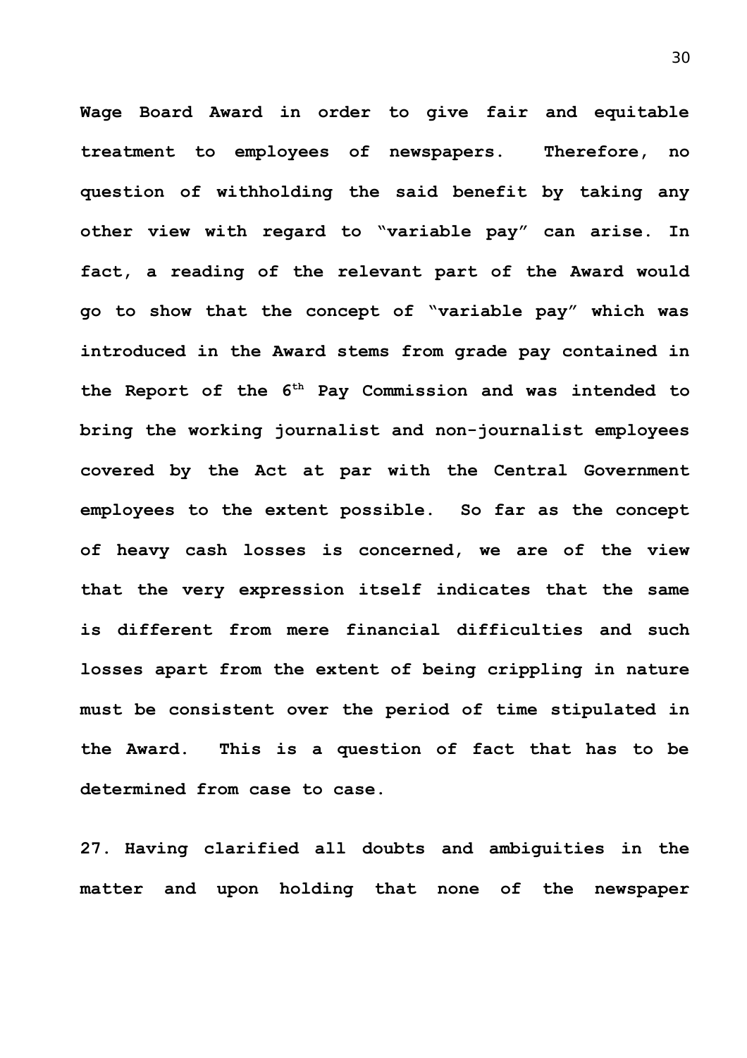Wage Board Award in order to give fair and equitable treatment to employees of newspapers. Therefore, no question of withholding the said benefit by taking any other view with regard to "variable pay" can arise. In fact, a reading of the relevant part of the Award would go to show that the concept of "variable pay" which was introduced in the Award stems from grade pay contained in the Report of the 6th Pay Commission and was intended to bring the working journalist and non-journalist employees covered by the Act at par with the Central Government employees to the extent possible. So far as the concept of heavy cash losses is concerned, we are of the view that the very expression itself indicates that the same is different from mere financial difficulties and such losses apart from the extent of being crippling in nature must be consistent over the period of time stipulated in the Award. This is a question of fact that has to be determined from case to case.

27. Having clarified all doubts and ambiguities in the matter and upon holding that none of the newspaper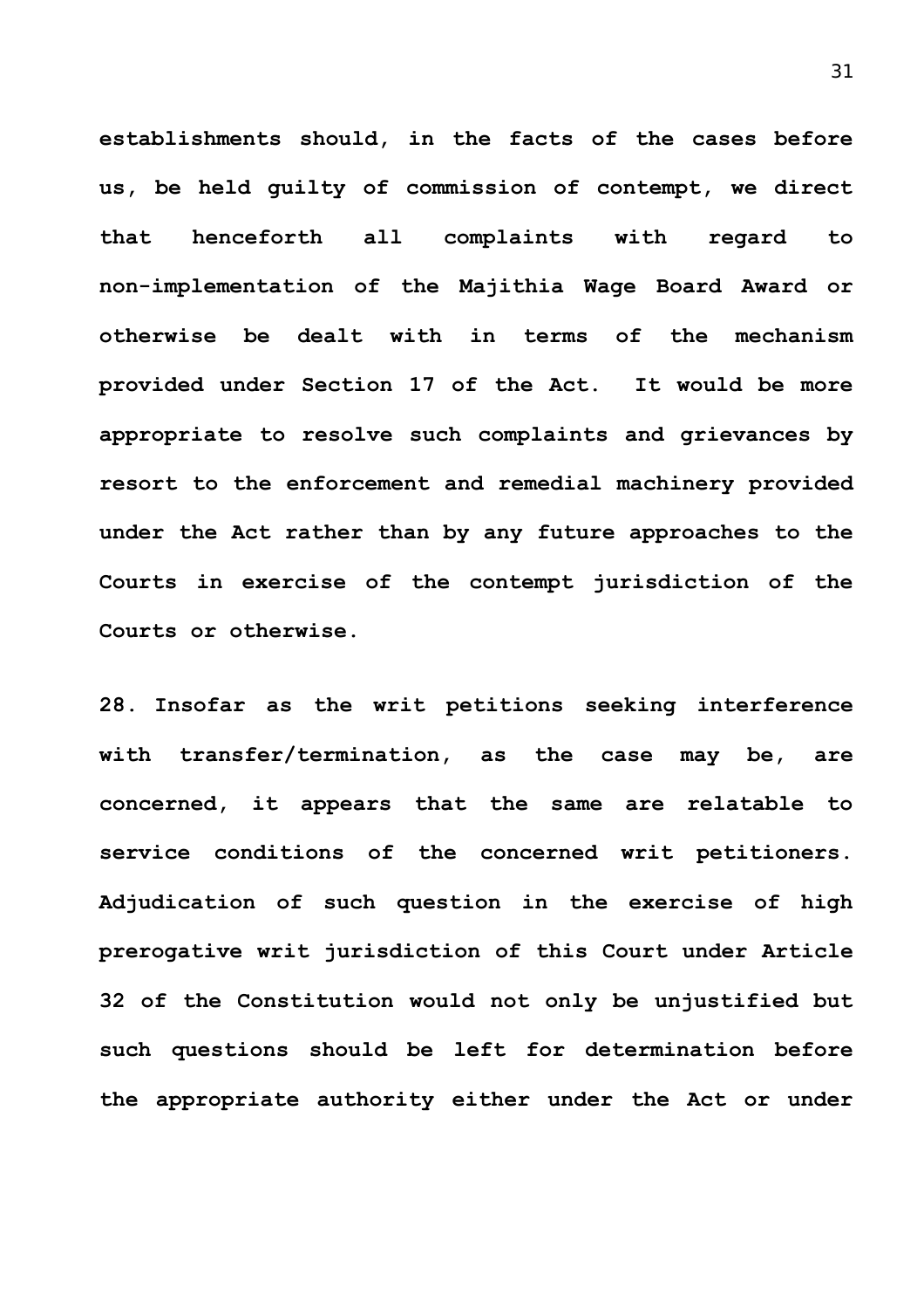**establishments should, in the facts of the cases before us, be held guilty of commission of contempt, we direct that henceforth all complaints with regard to non-implementation of the Majithia Wage Board Award or otherwise be dealt with in terms of the mechanism provided under Section 17 of the Act. It would be more appropriate to resolve such complaints and grievances by resort to the enforcement and remedial machinery provided under the Act rather than by any future approaches to the Courts in exercise of the contempt jurisdiction of the Courts or otherwise.**

**28. Insofar as the writ petitions seeking interference with transfer/termination, as the case may be, are concerned, it appears that the same are relatable to service conditions of the concerned writ petitioners. Adjudication of such question in the exercise of high prerogative writ jurisdiction of this Court under Article 32 of the Constitution would not only be unjustified but such questions should be left for determination before the appropriate authority either under the Act or under**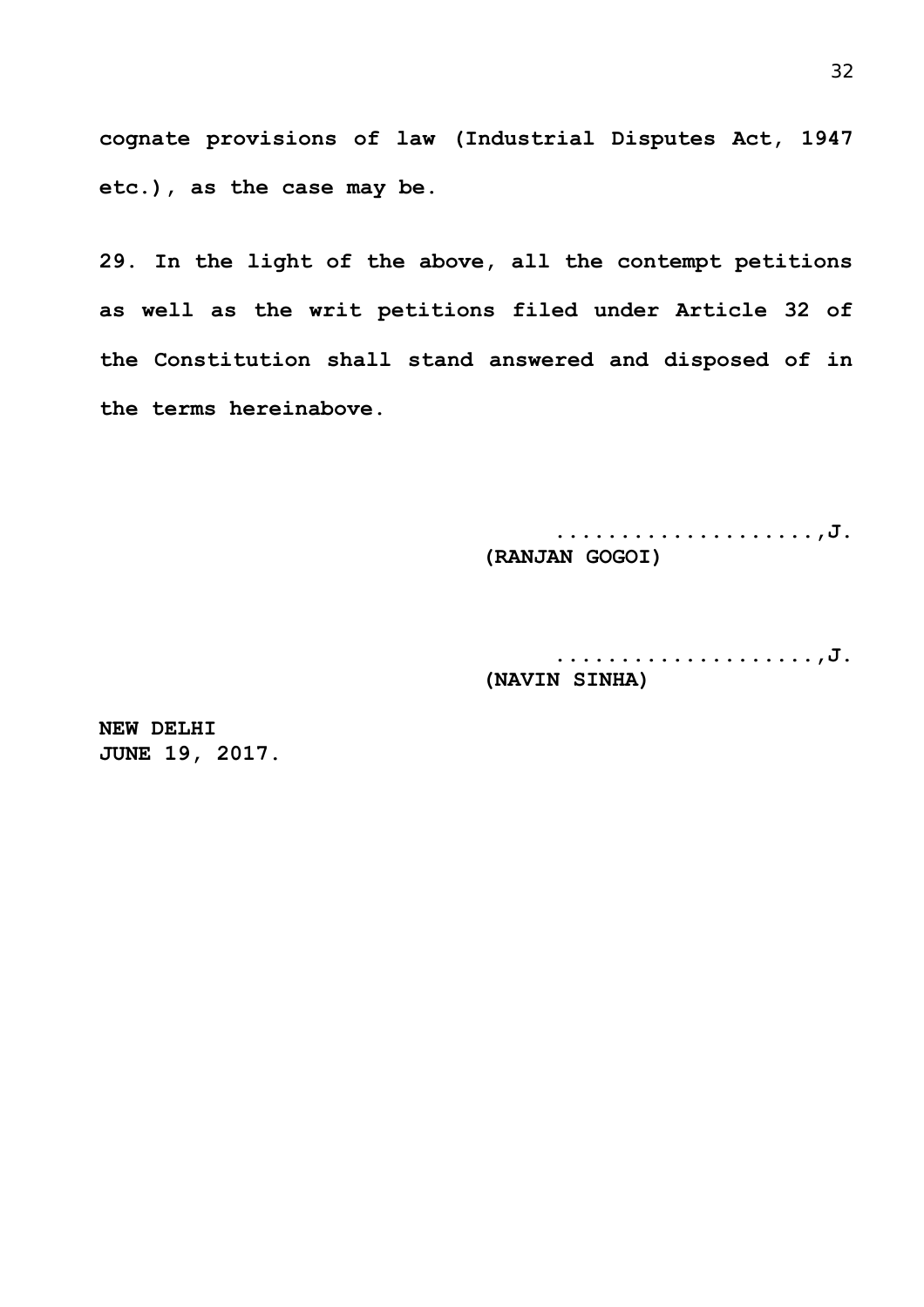**cognate provisions of law (Industrial Disputes Act, 1947 etc.), as the case may be.**

**29. In the light of the above, all the contempt petitions as well as the writ petitions filed under Article 32 of the Constitution shall stand answered and disposed of in the terms hereinabove.**

**....................,J.**
**(RANJAN GOGOI)**

**....................,J.**
**(NAVIN SINHA)**

**NEW DELHI**
**JUNE 19, 2017.**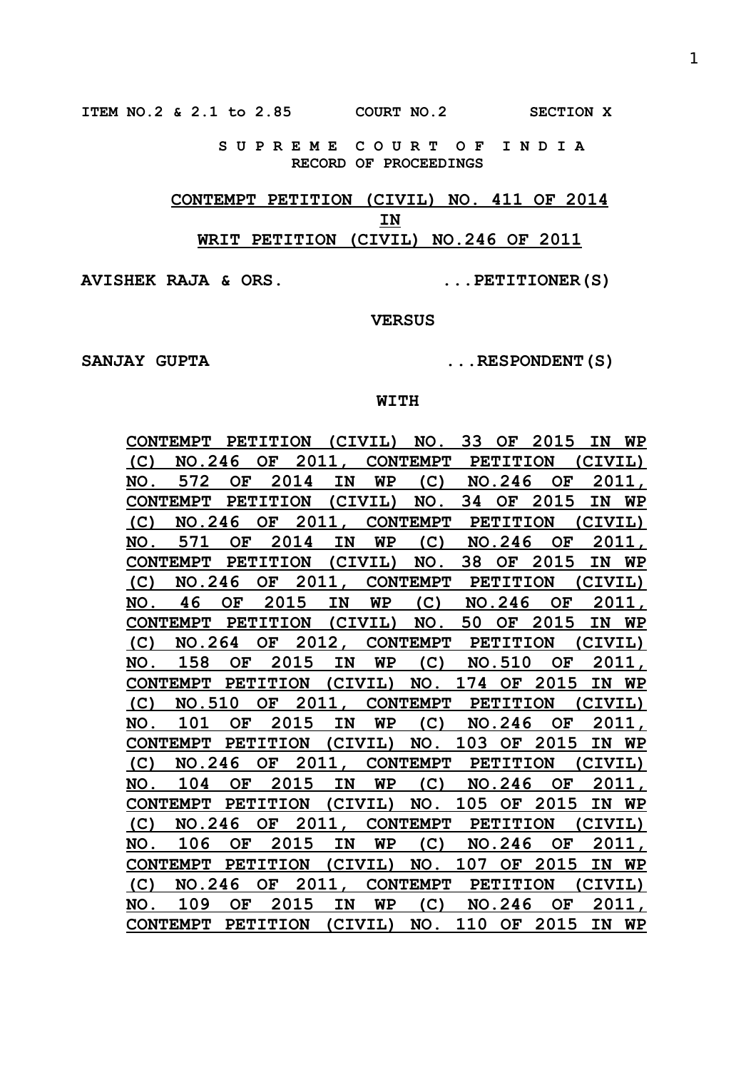ITEM NO.2 & 2.1 to 2.85 COURT NO.2 SECTION X

**S U P R E M E C O U R T O F I N D I A**
**RECORD OF PROCEEDINGS**

**CONTEMPT PETITION (CIVIL) NO. 411 OF 2014**
**IN**
**WRIT PETITION (CIVIL) NO.246 OF 2011**

**AVISHEK RAJA & ORS. ...PETITIONER(S)**

**VERSUS**

**SANJAY GUPTA ...RESPONDENT(S)**

**WITH**

**CONTEMPT PETITION (CIVIL) NO. 33 OF 2015 IN WP (C) NO.246 OF 2011, CONTEMPT PETITION (CIVIL) NO. 572 OF 2014 IN WP (C) NO.246 OF 2011, CONTEMPT PETITION (CIVIL) NO. 34 OF 2015 IN WP (C) NO.246 OF 2011, CONTEMPT PETITION (CIVIL) NO. 571 OF 2014 IN WP (C) NO.246 OF 2011, CONTEMPT PETITION (CIVIL) NO. 38 OF 2015 IN WP (C) NO.246 OF 2011, CONTEMPT PETITION (CIVIL) NO. 46 OF 2015 IN WP (C) NO.246 OF 2011, CONTEMPT PETITION (CIVIL) NO. 50 OF 2015 IN WP (C) NO.264 OF 2012, CONTEMPT PETITION (CIVIL) NO. 158 OF 2015 IN WP (C) NO.510 OF 2011, CONTEMPT PETITION (CIVIL) NO. 174 OF 2015 IN WP (C) NO.510 OF 2011, CONTEMPT PETITION (CIVIL) NO. 101 OF 2015 IN WP (C) NO.246 OF 2011, CONTEMPT PETITION (CIVIL) NO. 103 OF 2015 IN WP (C) NO.246 OF 2011, CONTEMPT PETITION (CIVIL) NO. 104 OF 2015 IN WP (C) NO.246 OF 2011, CONTEMPT PETITION (CIVIL) NO. 105 OF 2015 IN WP (C) NO.246 OF 2011, CONTEMPT PETITION (CIVIL) NO. 106 OF 2015 IN WP (C) NO.246 OF 2011, CONTEMPT PETITION (CIVIL) NO. 107 OF 2015 IN WP (C) NO.246 OF 2011, CONTEMPT PETITION (CIVIL) NO. 109 OF 2015 IN WP (C) NO.246 OF 2011, CONTEMPT PETITION (CIVIL) NO. 110 OF 2015 IN WP**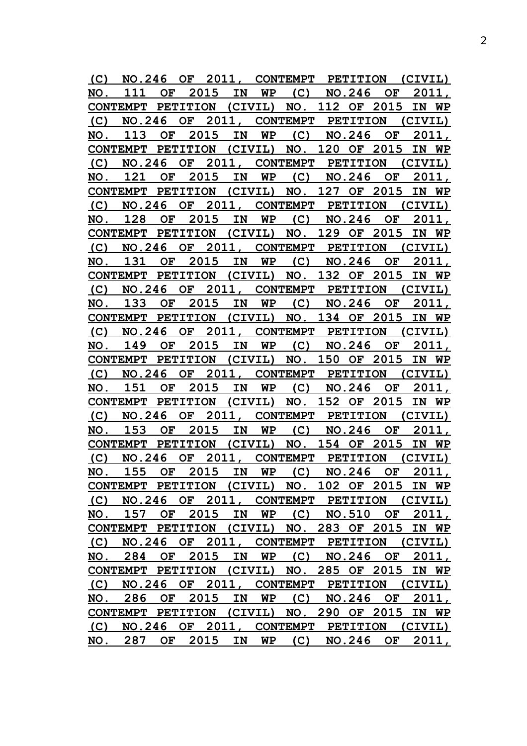**(C) NO.246 OF 2011, CONTEMPT PETITION (CIVIL) NO. 111 OF 2015 IN WP (C) NO.246 OF 2011, CONTEMPT PETITION (CIVIL) NO. 112 OF 2015 IN WP (C) NO.246 OF 2011, CONTEMPT PETITION (CIVIL) NO. 113 OF 2015 IN WP (C) NO.246 OF 2011, CONTEMPT PETITION (CIVIL) NO. 120 OF 2015 IN WP (C) NO.246 OF 2011, CONTEMPT PETITION (CIVIL) NO. 121 OF 2015 IN WP (C) NO.246 OF 2011, CONTEMPT PETITION (CIVIL) NO. 127 OF 2015 IN WP (C) NO.246 OF 2011, CONTEMPT PETITION (CIVIL) NO. 128 OF 2015 IN WP (C) NO.246 OF 2011, CONTEMPT PETITION (CIVIL) NO. 129 OF 2015 IN WP (C) NO.246 OF 2011, CONTEMPT PETITION (CIVIL) NO. 131 OF 2015 IN WP (C) NO.246 OF 2011, CONTEMPT PETITION (CIVIL) NO. 132 OF 2015 IN WP (C) NO.246 OF 2011, CONTEMPT PETITION (CIVIL) NO. 133 OF 2015 IN WP (C) NO.246 OF 2011, CONTEMPT PETITION (CIVIL) NO. 134 OF 2015 IN WP (C) NO.246 OF 2011, CONTEMPT PETITION (CIVIL) NO. 149 OF 2015 IN WP (C) NO.246 OF 2011, CONTEMPT PETITION (CIVIL) NO. 150 OF 2015 IN WP (C) NO.246 OF 2011, CONTEMPT PETITION (CIVIL) NO. 151 OF 2015 IN WP (C) NO.246 OF 2011, CONTEMPT PETITION (CIVIL) NO. 152 OF 2015 IN WP (C) NO.246 OF 2011, CONTEMPT PETITION (CIVIL) NO. 153 OF 2015 IN WP (C) NO.246 OF 2011, CONTEMPT PETITION (CIVIL) NO. 154 OF 2015 IN WP (C) NO.246 OF 2011, CONTEMPT PETITION (CIVIL) NO. 155 OF 2015 IN WP (C) NO.246 OF 2011, CONTEMPT PETITION (CIVIL) NO. 102 OF 2015 IN WP (C) NO.246 OF 2011, CONTEMPT PETITION (CIVIL) NO. 157 OF 2015 IN WP (C) NO.510 OF 2011, CONTEMPT PETITION (CIVIL) NO. 283 OF 2015 IN WP (C) NO.246 OF 2011, CONTEMPT PETITION (CIVIL) NO. 284 OF 2015 IN WP (C) NO.246 OF 2011, CONTEMPT PETITION (CIVIL) NO. 285 OF 2015 IN WP (C) NO.246 OF 2011, CONTEMPT PETITION (CIVIL) NO. 286 OF 2015 IN WP (C) NO.246 OF 2011, CONTEMPT PETITION (CIVIL) NO. 290 OF 2015 IN WP (C) NO.246 OF 2011, CONTEMPT PETITION (CIVIL) NO. 287 OF 2015 IN WP (C) NO.246 OF 2011,**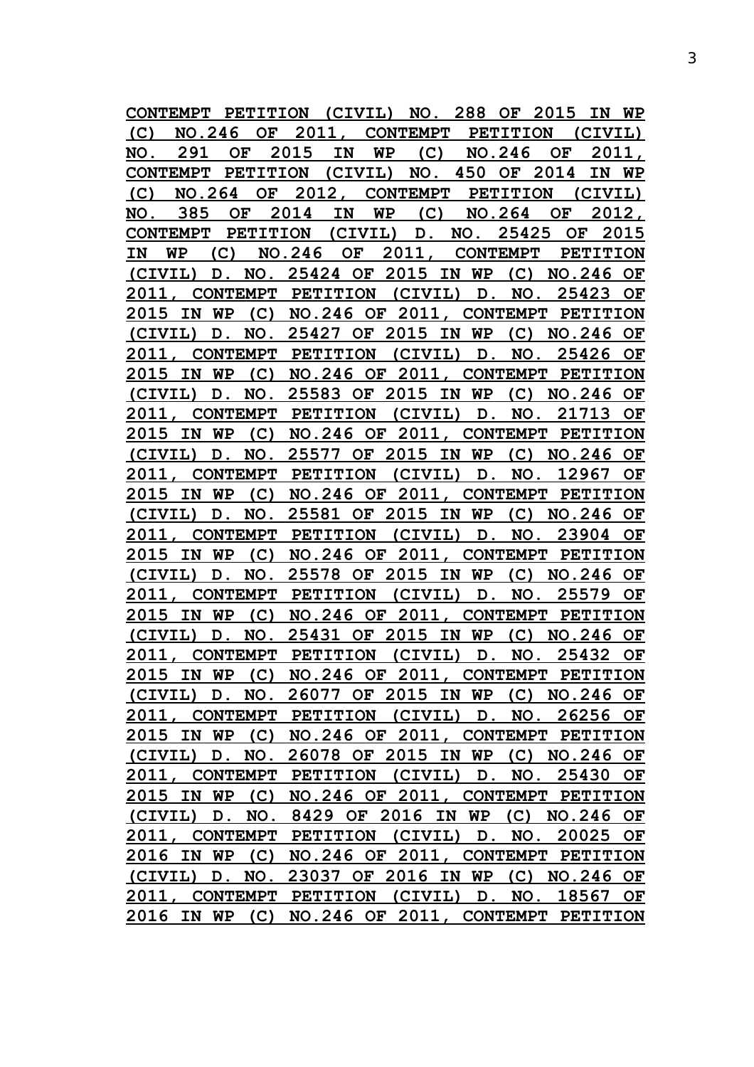**CONTEMPT PETITION (CIVIL) NO. 288 OF 2015 IN WP (C) NO.246 OF 2011, CONTEMPT PETITION (CIVIL) NO. 291 OF 2015 IN WP (C) NO.246 OF 2011, CONTEMPT PETITION (CIVIL) NO. 450 OF 2014 IN WP (C) NO.264 OF 2012, CONTEMPT PETITION (CIVIL) NO. 385 OF 2014 IN WP (C) NO.264 OF 2012, CONTEMPT PETITION (CIVIL) D. NO. 25425 OF 2015 IN WP (C) NO.246 OF 2011, CONTEMPT PETITION (CIVIL) D. NO. 25424 OF 2015 IN WP (C) NO.246 OF 2011, CONTEMPT PETITION (CIVIL) D. NO. 25423 OF 2015 IN WP (C) NO.246 OF 2011, CONTEMPT PETITION (CIVIL) D. NO. 25427 OF 2015 IN WP (C) NO.246 OF 2011, CONTEMPT PETITION (CIVIL) D. NO. 25426 OF 2015 IN WP (C) NO.246 OF 2011, CONTEMPT PETITION (CIVIL) D. NO. 25583 OF 2015 IN WP (C) NO.246 OF 2011, CONTEMPT PETITION (CIVIL) D. NO. 21713 OF 2015 IN WP (C) NO.246 OF 2011, CONTEMPT PETITION (CIVIL) D. NO. 25577 OF 2015 IN WP (C) NO.246 OF 2011, CONTEMPT PETITION (CIVIL) D. NO. 12967 OF 2015 IN WP (C) NO.246 OF 2011, CONTEMPT PETITION (CIVIL) D. NO. 25581 OF 2015 IN WP (C) NO.246 OF 2011, CONTEMPT PETITION (CIVIL) D. NO. 23904 OF 2015 IN WP (C) NO.246 OF 2011, CONTEMPT PETITION (CIVIL) D. NO. 25578 OF 2015 IN WP (C) NO.246 OF 2011, CONTEMPT PETITION (CIVIL) D. NO. 25579 OF 2015 IN WP (C) NO.246 OF 2011, CONTEMPT PETITION (CIVIL) D. NO. 25431 OF 2015 IN WP (C) NO.246 OF 2011, CONTEMPT PETITION (CIVIL) D. NO. 25432 OF 2015 IN WP (C) NO.246 OF 2011, CONTEMPT PETITION (CIVIL) D. NO. 26077 OF 2015 IN WP (C) NO.246 OF 2011, CONTEMPT PETITION (CIVIL) D. NO. 26256 OF 2015 IN WP (C) NO.246 OF 2011, CONTEMPT PETITION (CIVIL) D. NO. 26078 OF 2015 IN WP (C) NO.246 OF 2011, CONTEMPT PETITION (CIVIL) D. NO. 25430 OF 2015 IN WP (C) NO.246 OF 2011, CONTEMPT PETITION (CIVIL) D. NO. 8429 OF 2016 IN WP (C) NO.246 OF 2011, CONTEMPT PETITION (CIVIL) D. NO. 20025 OF 2016 IN WP (C) NO.246 OF 2011, CONTEMPT PETITION (CIVIL) D. NO. 23037 OF 2016 IN WP (C) NO.246 OF 2011, CONTEMPT PETITION (CIVIL) D. NO. 18567 OF 2016 IN WP (C) NO.246 OF 2011, CONTEMPT PETITION**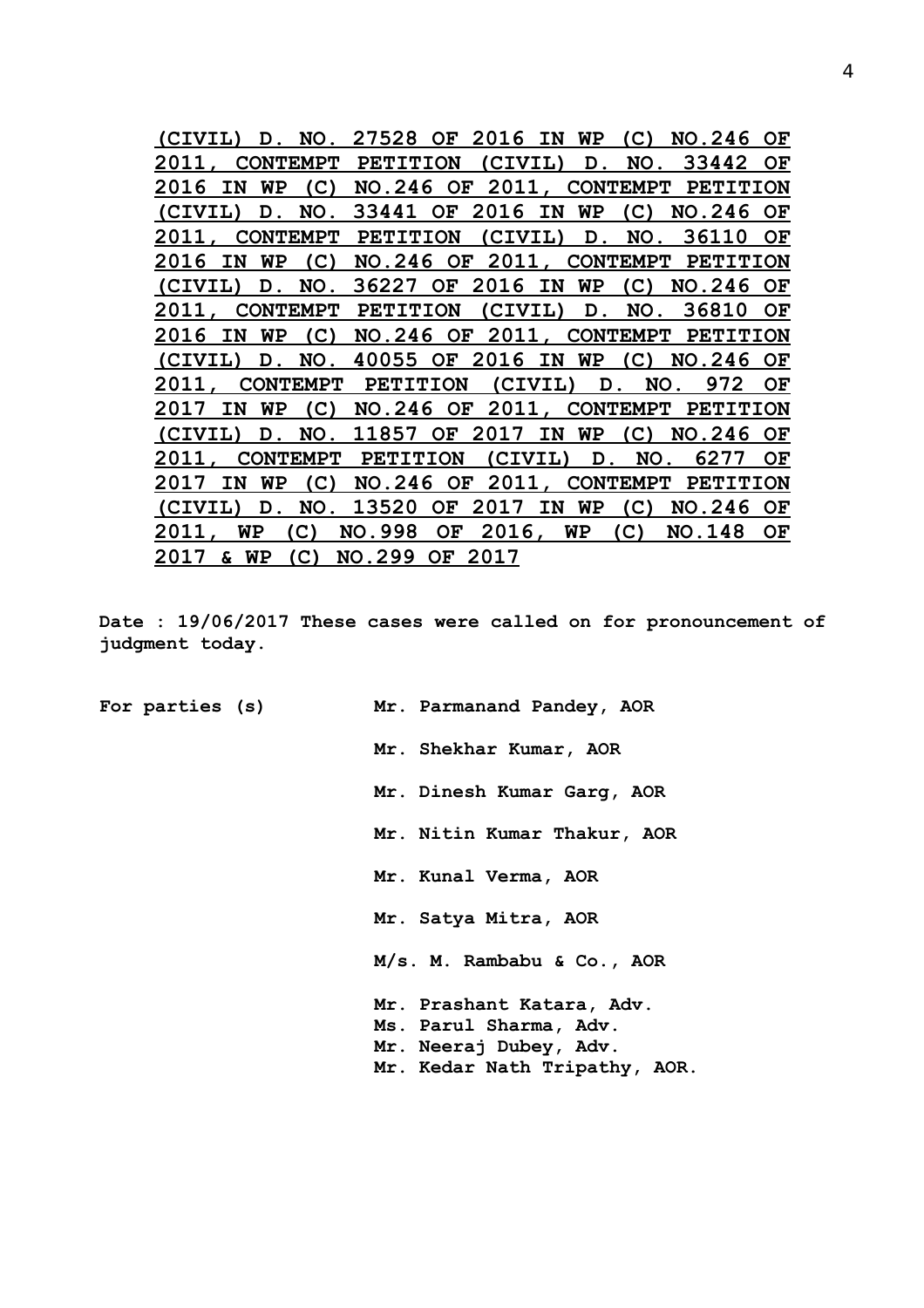**(CIVIL) D. NO. 27528 OF 2016 IN WP (C) NO.246 OF 2011, CONTEMPT PETITION (CIVIL) D. NO. 33442 OF 2016 IN WP (C) NO.246 OF 2011, CONTEMPT PETITION (CIVIL) D. NO. 33441 OF 2016 IN WP (C) NO.246 OF 2011, CONTEMPT PETITION (CIVIL) D. NO. 36110 OF 2016 IN WP (C) NO.246 OF 2011, CONTEMPT PETITION (CIVIL) D. NO. 36227 OF 2016 IN WP (C) NO.246 OF 2011, CONTEMPT PETITION (CIVIL) D. NO. 36810 OF 2016 IN WP (C) NO.246 OF 2011, CONTEMPT PETITION (CIVIL) D. NO. 40055 OF 2016 IN WP (C) NO.246 OF 2011, CONTEMPT PETITION (CIVIL) D. NO. 972 OF 2017 IN WP (C) NO.246 OF 2011, CONTEMPT PETITION (CIVIL) D. NO. 11857 OF 2017 IN WP (C) NO.246 OF 2011, CONTEMPT PETITION (CIVIL) D. NO. 6277 OF 2017 IN WP (C) NO.246 OF 2011, CONTEMPT PETITION (CIVIL) D. NO. 13520 OF 2017 IN WP (C) NO.246 OF 2011, WP (C) NO.998 OF 2016, WP (C) NO.148 OF 2017 & WP (C) NO.299 OF 2017**

**Date : 19/06/2017 These cases were called on for pronouncement of judgment today.**

**For parties (s)** **Mr. Parmanand Pandey, AOR**

**Mr. Shekhar Kumar, AOR**

**Mr. Dinesh Kumar Garg, AOR**

**Mr. Nitin Kumar Thakur, AOR**

**Mr. Kunal Verma, AOR**

**Mr. Satya Mitra, AOR**

**M/s. M. Rambabu & Co., AOR**

**Mr. Prashant Katara, Adv.**
**Ms. Parul Sharma, Adv.**
**Mr. Neeraj Dubey, Adv.**
**Mr. Kedar Nath Tripathy, AOR.**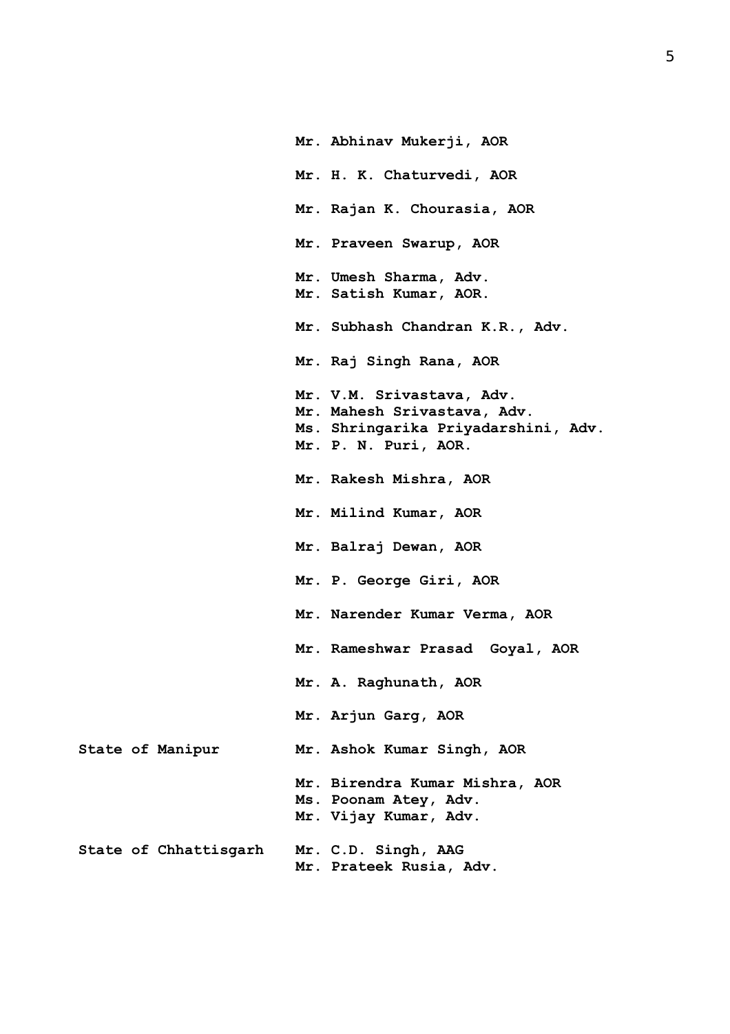Mr. Abhinav Mukerji, AOR

Mr. H. K. Chaturvedi, AOR

Mr. Rajan K. Chourasia, AOR

Mr. Praveen Swarup, AOR

Mr. Umesh Sharma, Adv.
Mr. Satish Kumar, AOR.

Mr. Subhash Chandran K.R., Adv.

Mr. Raj Singh Rana, AOR

Mr. V.M. Srivastava, Adv.
Mr. Mahesh Srivastava, Adv.
Ms. Shringarika Priyadarshini, Adv.
Mr. P. N. Puri, AOR.

Mr. Rakesh Mishra, AOR

Mr. Milind Kumar, AOR

Mr. Balraj Dewan, AOR

Mr. P. George Giri, AOR

Mr. Narender Kumar Verma, AOR

Mr. Rameshwar Prasad Goyal, AOR

Mr. A. Raghunath, AOR

Mr. Arjun Garg, AOR

State of Manipur — Mr. Ashok Kumar Singh, AOR

Mr. Birendra Kumar Mishra, AOR
Ms. Poonam Atey, Adv.
Mr. Vijay Kumar, Adv.

State of Chhattisgarh — Mr. C.D. Singh, AAG
Mr. Prateek Rusia, Adv.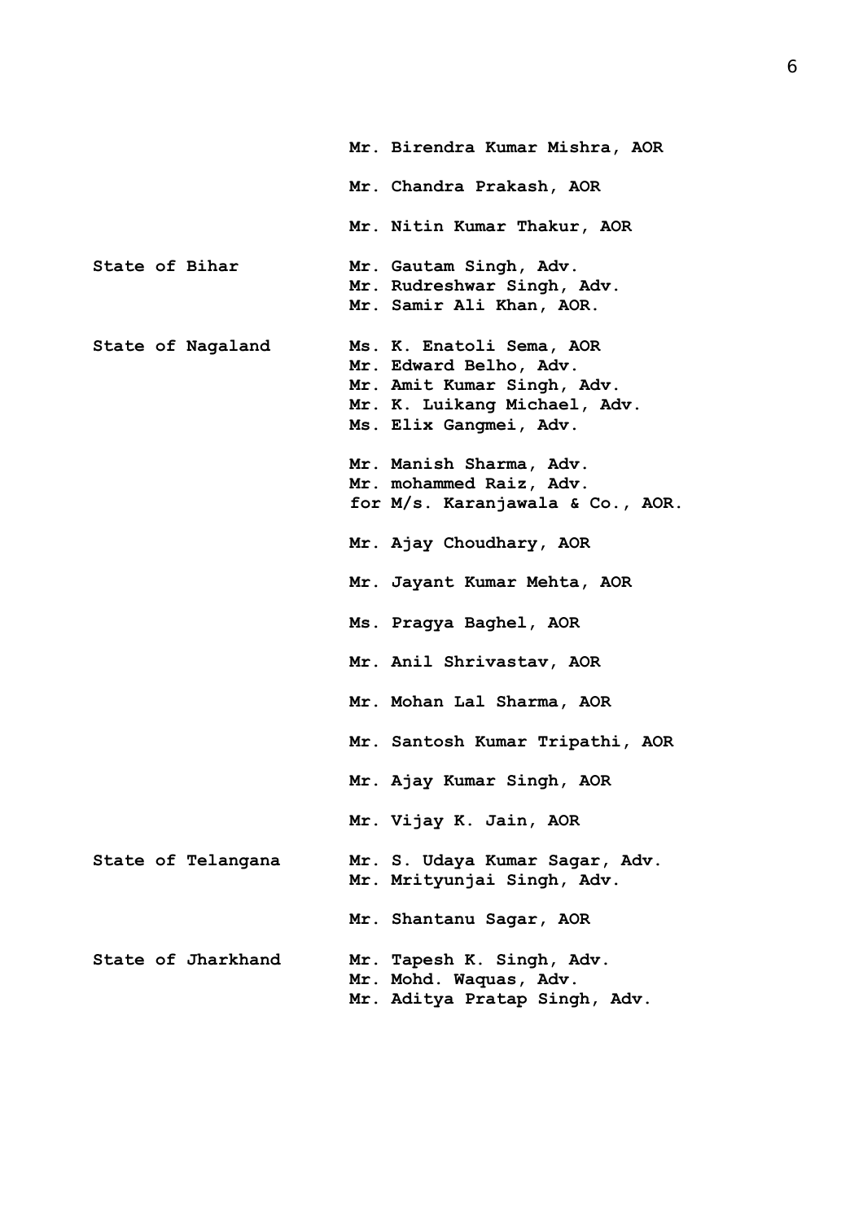**Mr. Birendra Kumar Mishra, AOR**

**Mr. Chandra Prakash, AOR**

**Mr. Nitin Kumar Thakur, AOR**

| | |
|---|---|
| **State of Bihar** | **Mr. Gautam Singh, Adv.**<br>**Mr. Rudreshwar Singh, Adv.**<br>**Mr. Samir Ali Khan, AOR.** |
| **State of Nagaland** | **Ms. K. Enatoli Sema, AOR**<br>**Mr. Edward Belho, Adv.**<br>**Mr. Amit Kumar Singh, Adv.**<br>**Mr. K. Luikang Michael, Adv.**<br>**Ms. Elix Gangmei, Adv.** |
| | **Mr. Manish Sharma, Adv.**<br>**Mr. mohammed Raiz, Adv.**<br>**for M/s. Karanjawala & Co., AOR.** |
| | **Mr. Ajay Choudhary, AOR** |
| | **Mr. Jayant Kumar Mehta, AOR** |
| | **Ms. Pragya Baghel, AOR** |
| | **Mr. Anil Shrivastav, AOR** |
| | **Mr. Mohan Lal Sharma, AOR** |
| | **Mr. Santosh Kumar Tripathi, AOR** |
| | **Mr. Ajay Kumar Singh, AOR** |
| | **Mr. Vijay K. Jain, AOR** |
| **State of Telangana** | **Mr. S. Udaya Kumar Sagar, Adv.**<br>**Mr. Mrityunjai Singh, Adv.** |
| | **Mr. Shantanu Sagar, AOR** |
| **State of Jharkhand** | **Mr. Tapesh K. Singh, Adv.**<br>**Mr. Mohd. Waquas, Adv.**<br>**Mr. Aditya Pratap Singh, Adv.** |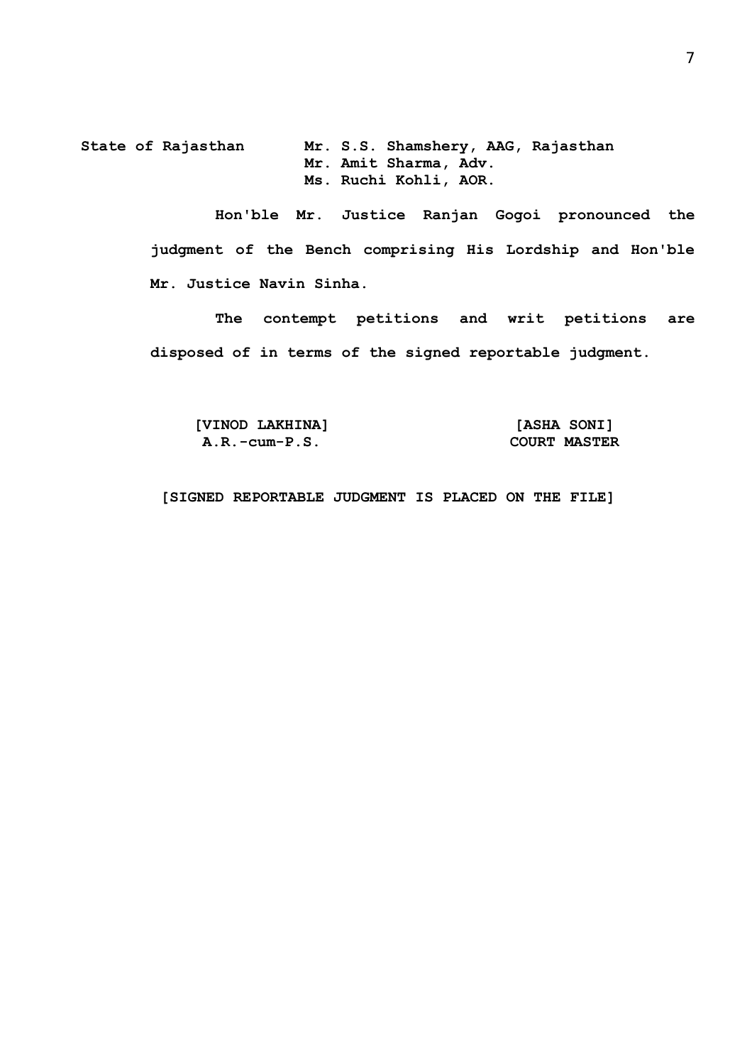| | |
|---|---|
| **State of Rajasthan** | **Mr. S.S. Shamshery, AAG, Rajasthan**<br>**Mr. Amit Sharma, Adv.**<br>**Ms. Ruchi Kohli, AOR.** |

**Hon'ble Mr. Justice Ranjan Gogoi pronounced the judgment of the Bench comprising His Lordship and Hon'ble Mr. Justice Navin Sinha.**

**The contempt petitions and writ petitions are disposed of in terms of the signed reportable judgment.**

| | |
|---|---|
| **[VINOD LAKHINA]**<br>**A.R.-cum-P.S.** | **[ASHA SONI]**<br>**COURT MASTER** |

**[SIGNED REPORTABLE JUDGMENT IS PLACED ON THE FILE]**